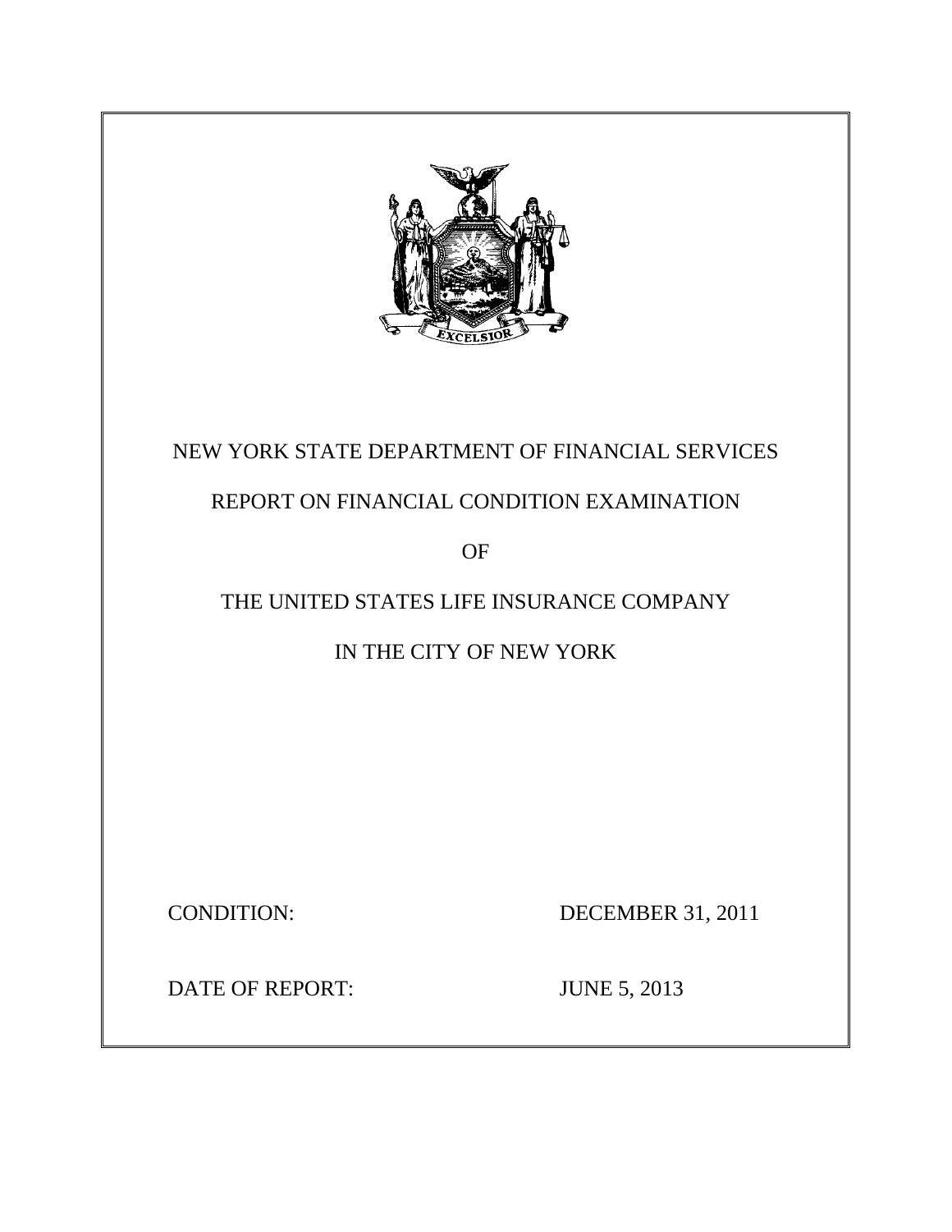NEW YORK STATE DEPARTMENT OF FINANCIAL SERVICES

REPORT ON FINANCIAL CONDITION EXAMINATION

OF

THE UNITED STATES LIFE INSURANCE COMPANY

IN THE CITY OF NEW YORK

CONDITION: DECEMBER 31, 2011

DATE OF REPORT: JUNE 5, 2013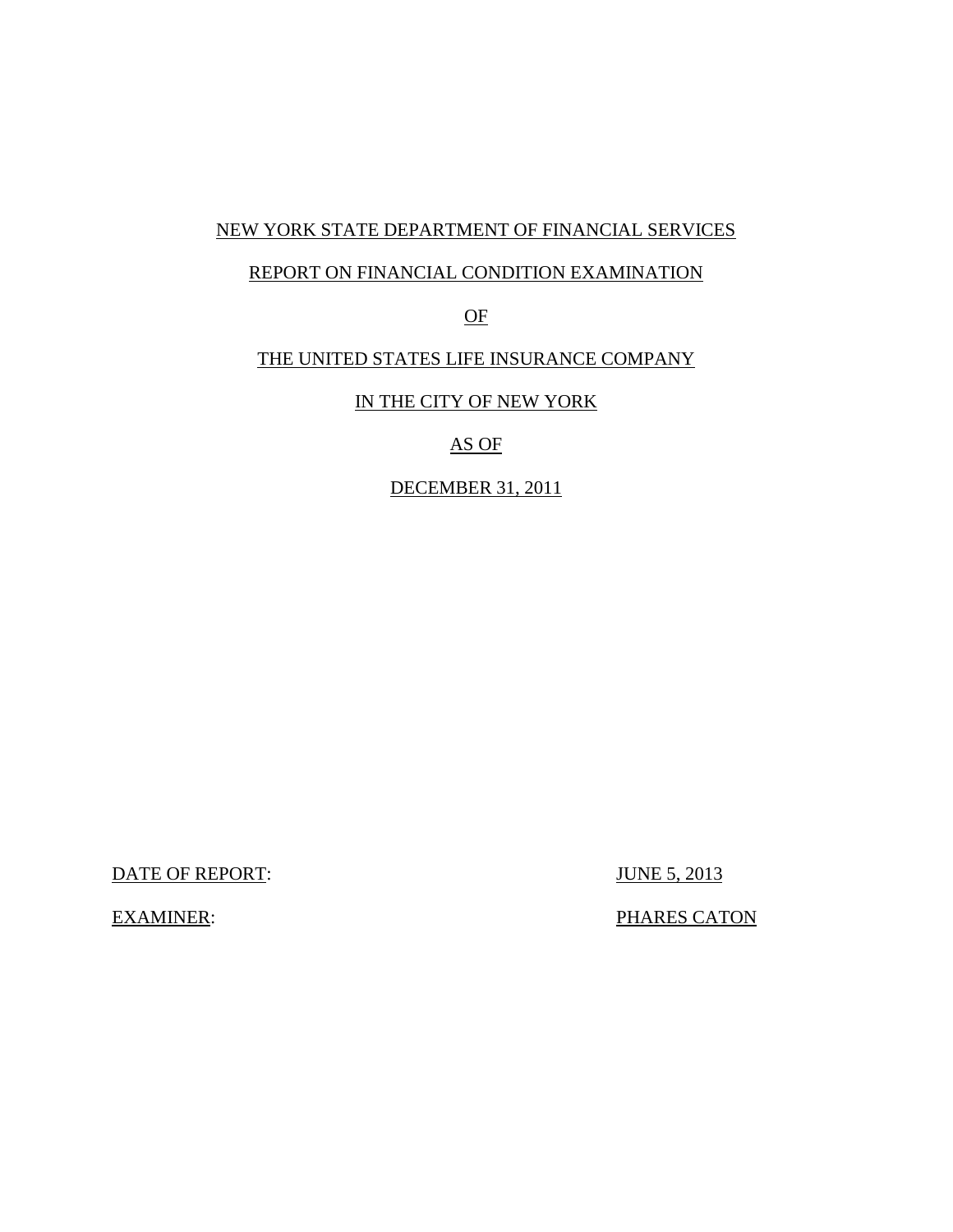NEW YORK STATE DEPARTMENT OF FINANCIAL SERVICES

REPORT ON FINANCIAL CONDITION EXAMINATION

OF

THE UNITED STATES LIFE INSURANCE COMPANY

IN THE CITY OF NEW YORK

AS OF

DECEMBER 31, 2011

DATE OF REPORT: JUNE 5, 2013

EXAMINER: PHARES CATON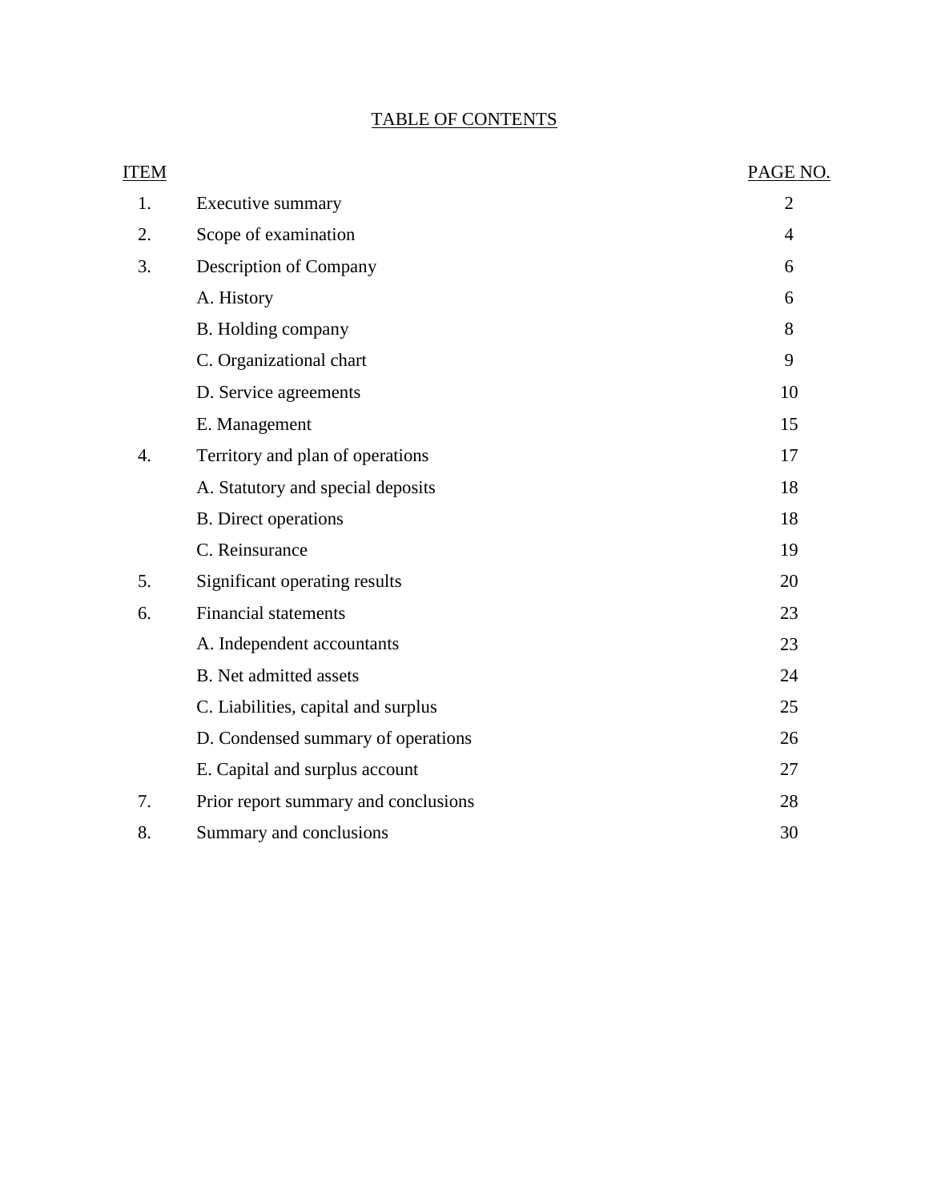# TABLE OF CONTENTS

| ITEM | | PAGE NO. |
|---|---|---|
| 1. | Executive summary | 2 |
| 2. | Scope of examination | 4 |
| 3. | Description of Company | 6 |
| | A. History | 6 |
| | B. Holding company | 8 |
| | C. Organizational chart | 9 |
| | D. Service agreements | 10 |
| | E. Management | 15 |
| 4. | Territory and plan of operations | 17 |
| | A. Statutory and special deposits | 18 |
| | B. Direct operations | 18 |
| | C. Reinsurance | 19 |
| 5. | Significant operating results | 20 |
| 6. | Financial statements | 23 |
| | A. Independent accountants | 23 |
| | B. Net admitted assets | 24 |
| | C. Liabilities, capital and surplus | 25 |
| | D. Condensed summary of operations | 26 |
| | E. Capital and surplus account | 27 |
| 7. | Prior report summary and conclusions | 28 |
| 8. | Summary and conclusions | 30 |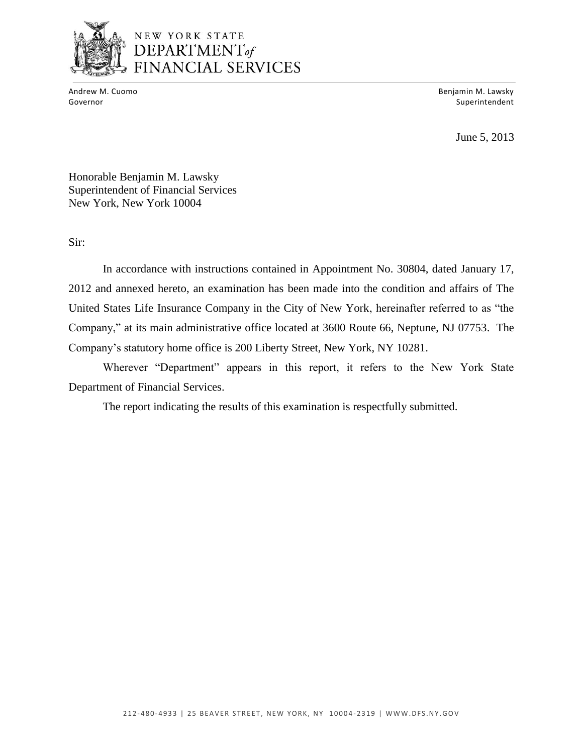NEW YORK STATE
DEPARTMENT of
FINANCIAL SERVICES

Andrew M. Cuomo
Governor

Benjamin M. Lawsky
Superintendent

June 5, 2013

Honorable Benjamin M. Lawsky
Superintendent of Financial Services
New York, New York 10004

Sir:

In accordance with instructions contained in Appointment No. 30804, dated January 17, 2012 and annexed hereto, an examination has been made into the condition and affairs of The United States Life Insurance Company in the City of New York, hereinafter referred to as "the Company," at its main administrative office located at 3600 Route 66, Neptune, NJ 07753. The Company's statutory home office is 200 Liberty Street, New York, NY 10281.

Wherever "Department" appears in this report, it refers to the New York State Department of Financial Services.

The report indicating the results of this examination is respectfully submitted.

212-480-4933 | 25 BEAVER STREET, NEW YORK, NY 10004-2319 | WWW.DFS.NY.GOV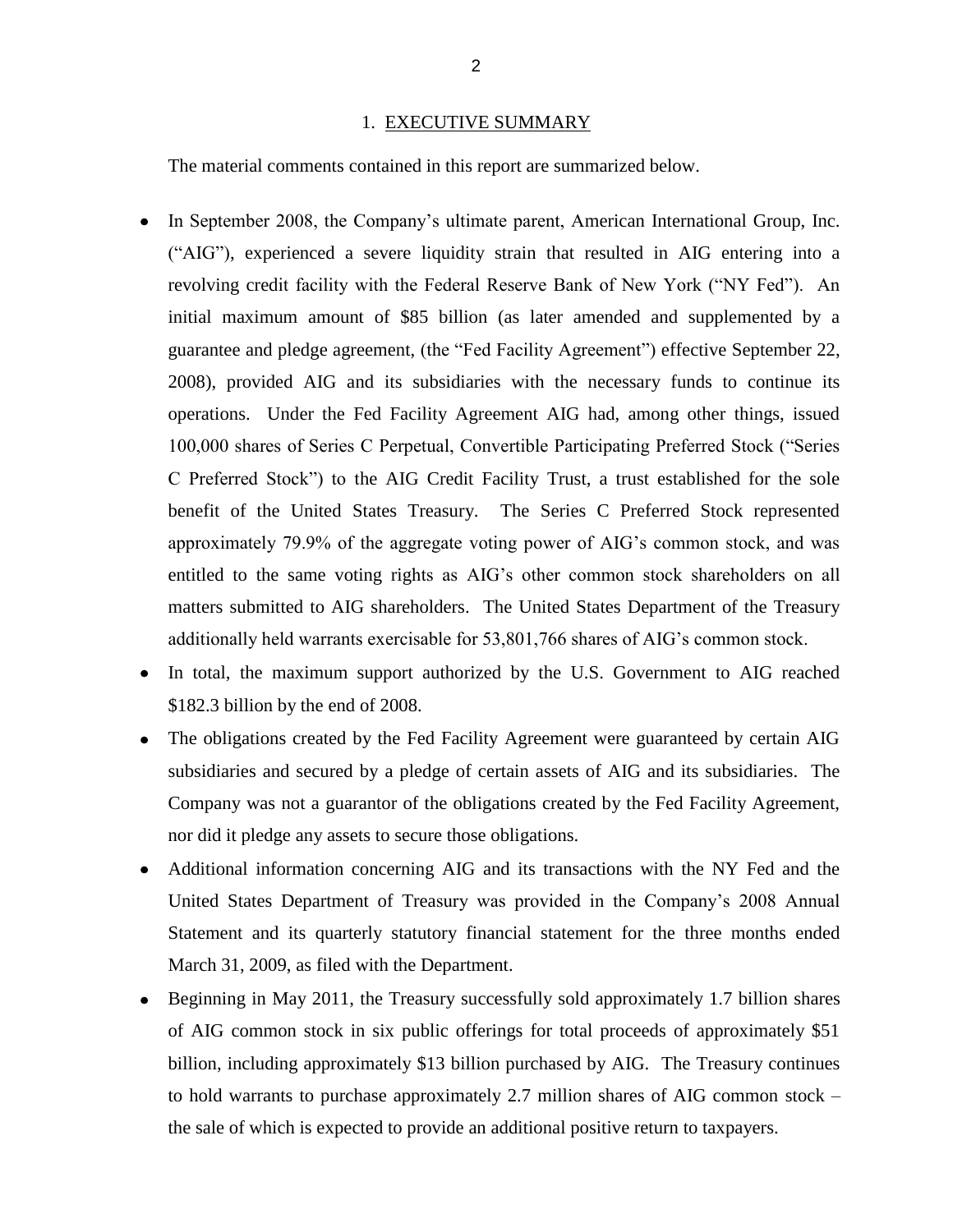## 1. EXECUTIVE SUMMARY

The material comments contained in this report are summarized below.

- In September 2008, the Company's ultimate parent, American International Group, Inc. ("AIG"), experienced a severe liquidity strain that resulted in AIG entering into a revolving credit facility with the Federal Reserve Bank of New York ("NY Fed"). An initial maximum amount of $85 billion (as later amended and supplemented by a guarantee and pledge agreement, (the "Fed Facility Agreement") effective September 22, 2008), provided AIG and its subsidiaries with the necessary funds to continue its operations. Under the Fed Facility Agreement AIG had, among other things, issued 100,000 shares of Series C Perpetual, Convertible Participating Preferred Stock ("Series C Preferred Stock") to the AIG Credit Facility Trust, a trust established for the sole benefit of the United States Treasury. The Series C Preferred Stock represented approximately 79.9% of the aggregate voting power of AIG's common stock, and was entitled to the same voting rights as AIG's other common stock shareholders on all matters submitted to AIG shareholders. The United States Department of the Treasury additionally held warrants exercisable for 53,801,766 shares of AIG's common stock.
- In total, the maximum support authorized by the U.S. Government to AIG reached $182.3 billion by the end of 2008.
- The obligations created by the Fed Facility Agreement were guaranteed by certain AIG subsidiaries and secured by a pledge of certain assets of AIG and its subsidiaries. The Company was not a guarantor of the obligations created by the Fed Facility Agreement, nor did it pledge any assets to secure those obligations.
- Additional information concerning AIG and its transactions with the NY Fed and the United States Department of Treasury was provided in the Company's 2008 Annual Statement and its quarterly statutory financial statement for the three months ended March 31, 2009, as filed with the Department.
- Beginning in May 2011, the Treasury successfully sold approximately 1.7 billion shares of AIG common stock in six public offerings for total proceeds of approximately $51 billion, including approximately $13 billion purchased by AIG. The Treasury continues to hold warrants to purchase approximately 2.7 million shares of AIG common stock – the sale of which is expected to provide an additional positive return to taxpayers.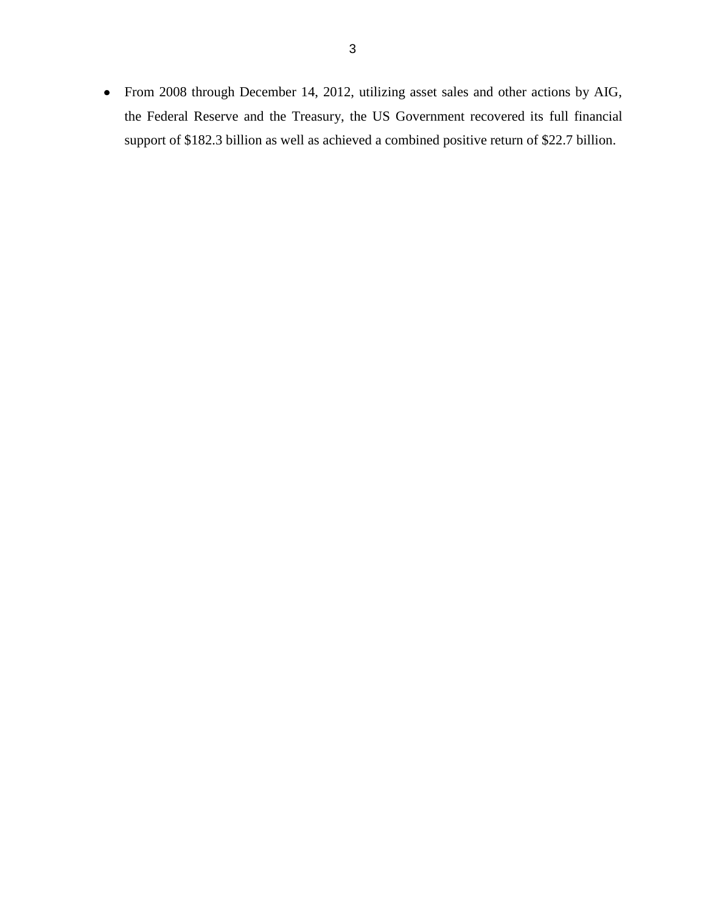- From 2008 through December 14, 2012, utilizing asset sales and other actions by AIG, the Federal Reserve and the Treasury, the US Government recovered its full financial support of $182.3 billion as well as achieved a combined positive return of $22.7 billion.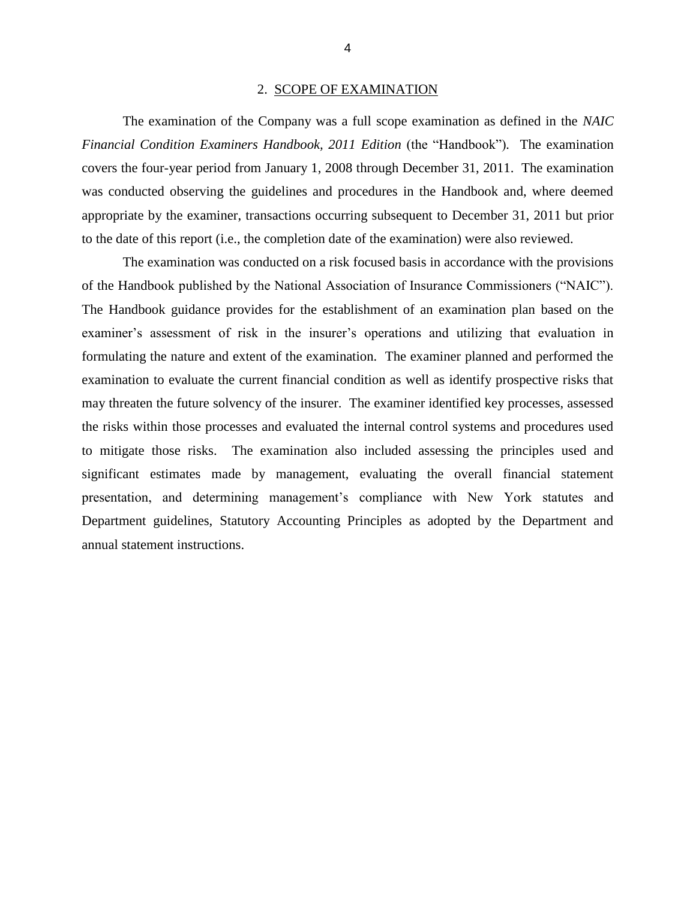## 2. SCOPE OF EXAMINATION

The examination of the Company was a full scope examination as defined in the *NAIC Financial Condition Examiners Handbook, 2011 Edition* (the "Handbook"). The examination covers the four-year period from January 1, 2008 through December 31, 2011. The examination was conducted observing the guidelines and procedures in the Handbook and, where deemed appropriate by the examiner, transactions occurring subsequent to December 31, 2011 but prior to the date of this report (i.e., the completion date of the examination) were also reviewed.

The examination was conducted on a risk focused basis in accordance with the provisions of the Handbook published by the National Association of Insurance Commissioners ("NAIC"). The Handbook guidance provides for the establishment of an examination plan based on the examiner's assessment of risk in the insurer's operations and utilizing that evaluation in formulating the nature and extent of the examination. The examiner planned and performed the examination to evaluate the current financial condition as well as identify prospective risks that may threaten the future solvency of the insurer. The examiner identified key processes, assessed the risks within those processes and evaluated the internal control systems and procedures used to mitigate those risks. The examination also included assessing the principles used and significant estimates made by management, evaluating the overall financial statement presentation, and determining management's compliance with New York statutes and Department guidelines, Statutory Accounting Principles as adopted by the Department and annual statement instructions.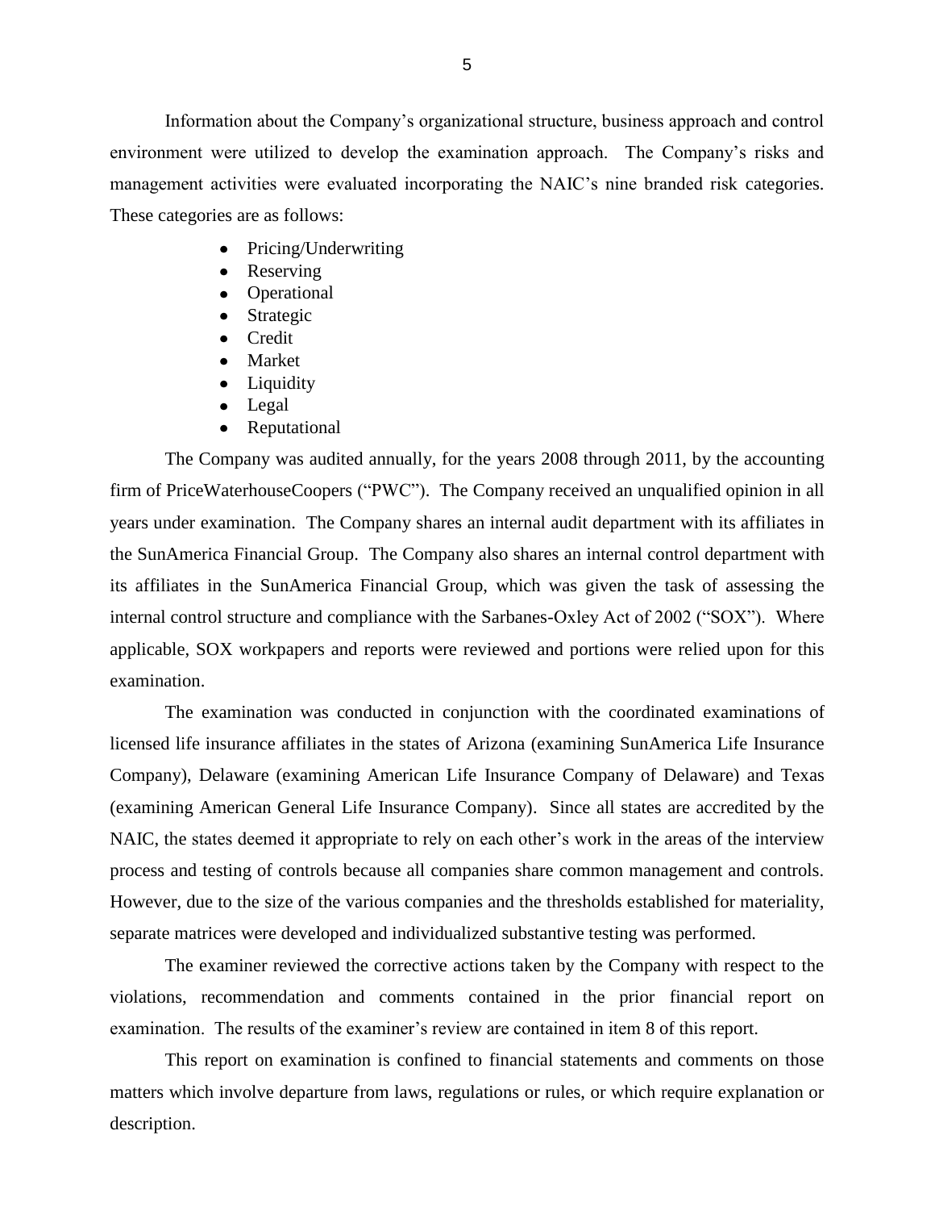Information about the Company's organizational structure, business approach and control environment were utilized to develop the examination approach. The Company's risks and management activities were evaluated incorporating the NAIC's nine branded risk categories. These categories are as follows:

- Pricing/Underwriting
- Reserving
- Operational
- Strategic
- Credit
- Market
- Liquidity
- Legal
- Reputational

The Company was audited annually, for the years 2008 through 2011, by the accounting firm of PriceWaterhouseCoopers ("PWC"). The Company received an unqualified opinion in all years under examination. The Company shares an internal audit department with its affiliates in the SunAmerica Financial Group. The Company also shares an internal control department with its affiliates in the SunAmerica Financial Group, which was given the task of assessing the internal control structure and compliance with the Sarbanes-Oxley Act of 2002 ("SOX"). Where applicable, SOX workpapers and reports were reviewed and portions were relied upon for this examination.

The examination was conducted in conjunction with the coordinated examinations of licensed life insurance affiliates in the states of Arizona (examining SunAmerica Life Insurance Company), Delaware (examining American Life Insurance Company of Delaware) and Texas (examining American General Life Insurance Company). Since all states are accredited by the NAIC, the states deemed it appropriate to rely on each other's work in the areas of the interview process and testing of controls because all companies share common management and controls. However, due to the size of the various companies and the thresholds established for materiality, separate matrices were developed and individualized substantive testing was performed.

The examiner reviewed the corrective actions taken by the Company with respect to the violations, recommendation and comments contained in the prior financial report on examination. The results of the examiner's review are contained in item 8 of this report.

This report on examination is confined to financial statements and comments on those matters which involve departure from laws, regulations or rules, or which require explanation or description.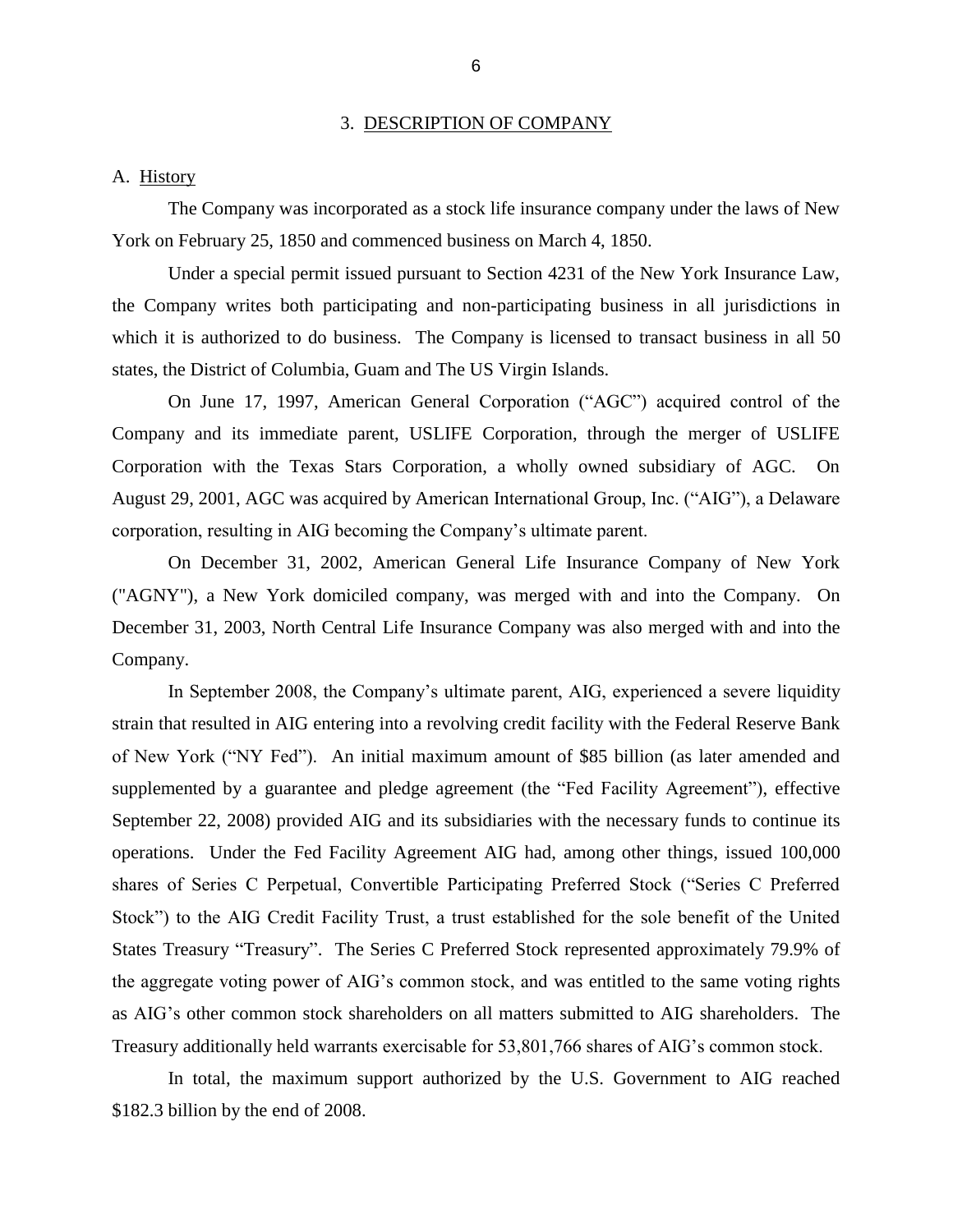## 3. DESCRIPTION OF COMPANY

### A. History

The Company was incorporated as a stock life insurance company under the laws of New York on February 25, 1850 and commenced business on March 4, 1850.

Under a special permit issued pursuant to Section 4231 of the New York Insurance Law, the Company writes both participating and non-participating business in all jurisdictions in which it is authorized to do business. The Company is licensed to transact business in all 50 states, the District of Columbia, Guam and The US Virgin Islands.

On June 17, 1997, American General Corporation ("AGC") acquired control of the Company and its immediate parent, USLIFE Corporation, through the merger of USLIFE Corporation with the Texas Stars Corporation, a wholly owned subsidiary of AGC. On August 29, 2001, AGC was acquired by American International Group, Inc. ("AIG"), a Delaware corporation, resulting in AIG becoming the Company's ultimate parent.

On December 31, 2002, American General Life Insurance Company of New York ("AGNY"), a New York domiciled company, was merged with and into the Company. On December 31, 2003, North Central Life Insurance Company was also merged with and into the Company.

In September 2008, the Company's ultimate parent, AIG, experienced a severe liquidity strain that resulted in AIG entering into a revolving credit facility with the Federal Reserve Bank of New York ("NY Fed"). An initial maximum amount of $85 billion (as later amended and supplemented by a guarantee and pledge agreement (the "Fed Facility Agreement"), effective September 22, 2008) provided AIG and its subsidiaries with the necessary funds to continue its operations. Under the Fed Facility Agreement AIG had, among other things, issued 100,000 shares of Series C Perpetual, Convertible Participating Preferred Stock ("Series C Preferred Stock") to the AIG Credit Facility Trust, a trust established for the sole benefit of the United States Treasury "Treasury". The Series C Preferred Stock represented approximately 79.9% of the aggregate voting power of AIG's common stock, and was entitled to the same voting rights as AIG's other common stock shareholders on all matters submitted to AIG shareholders. The Treasury additionally held warrants exercisable for 53,801,766 shares of AIG's common stock.

In total, the maximum support authorized by the U.S. Government to AIG reached $182.3 billion by the end of 2008.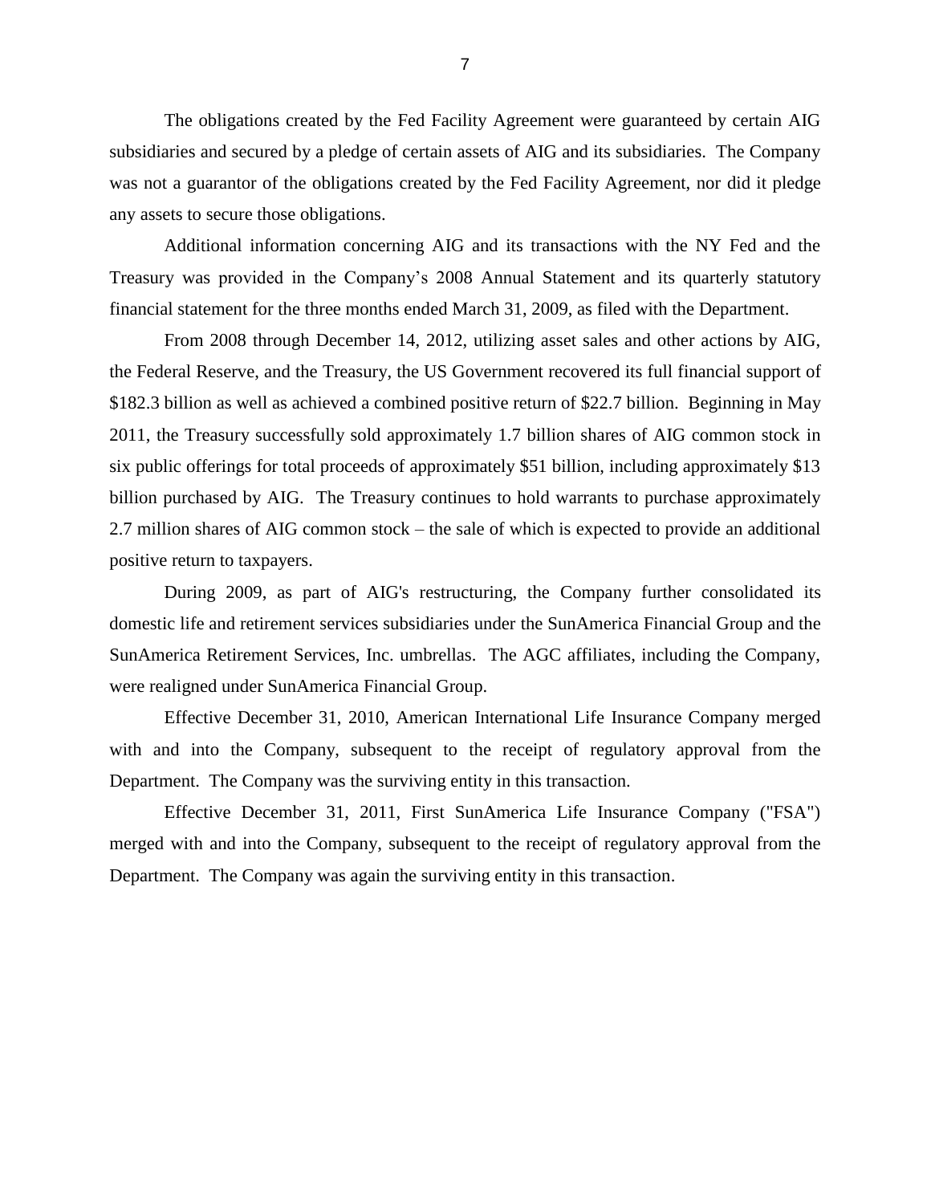The obligations created by the Fed Facility Agreement were guaranteed by certain AIG subsidiaries and secured by a pledge of certain assets of AIG and its subsidiaries. The Company was not a guarantor of the obligations created by the Fed Facility Agreement, nor did it pledge any assets to secure those obligations.

Additional information concerning AIG and its transactions with the NY Fed and the Treasury was provided in the Company's 2008 Annual Statement and its quarterly statutory financial statement for the three months ended March 31, 2009, as filed with the Department.

From 2008 through December 14, 2012, utilizing asset sales and other actions by AIG, the Federal Reserve, and the Treasury, the US Government recovered its full financial support of $182.3 billion as well as achieved a combined positive return of $22.7 billion. Beginning in May 2011, the Treasury successfully sold approximately 1.7 billion shares of AIG common stock in six public offerings for total proceeds of approximately $51 billion, including approximately $13 billion purchased by AIG. The Treasury continues to hold warrants to purchase approximately 2.7 million shares of AIG common stock – the sale of which is expected to provide an additional positive return to taxpayers.

During 2009, as part of AIG's restructuring, the Company further consolidated its domestic life and retirement services subsidiaries under the SunAmerica Financial Group and the SunAmerica Retirement Services, Inc. umbrellas. The AGC affiliates, including the Company, were realigned under SunAmerica Financial Group.

Effective December 31, 2010, American International Life Insurance Company merged with and into the Company, subsequent to the receipt of regulatory approval from the Department. The Company was the surviving entity in this transaction.

Effective December 31, 2011, First SunAmerica Life Insurance Company ("FSA") merged with and into the Company, subsequent to the receipt of regulatory approval from the Department. The Company was again the surviving entity in this transaction.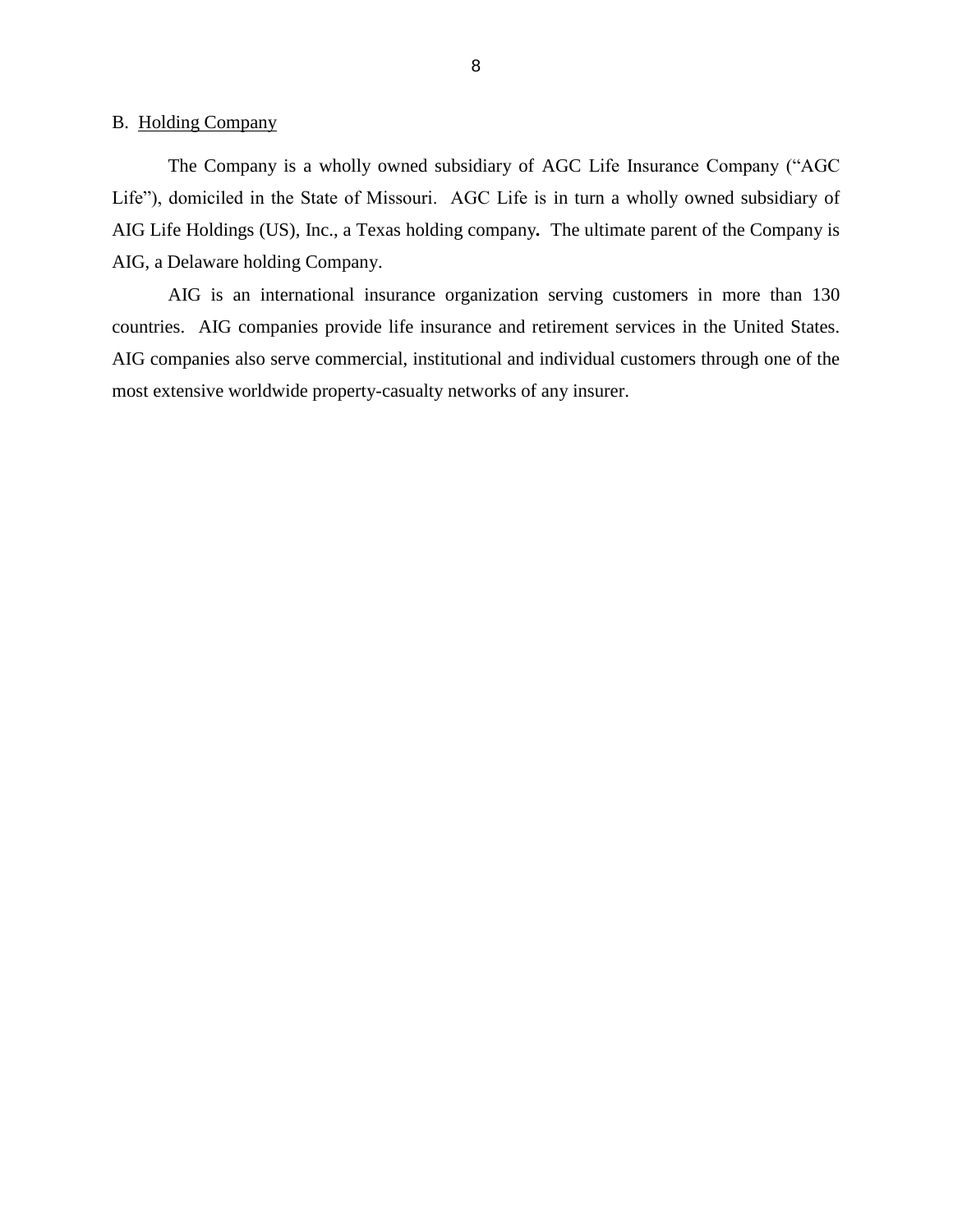## B. Holding Company

The Company is a wholly owned subsidiary of AGC Life Insurance Company ("AGC Life"), domiciled in the State of Missouri. AGC Life is in turn a wholly owned subsidiary of AIG Life Holdings (US), Inc., a Texas holding company. The ultimate parent of the Company is AIG, a Delaware holding Company.

AIG is an international insurance organization serving customers in more than 130 countries. AIG companies provide life insurance and retirement services in the United States. AIG companies also serve commercial, institutional and individual customers through one of the most extensive worldwide property-casualty networks of any insurer.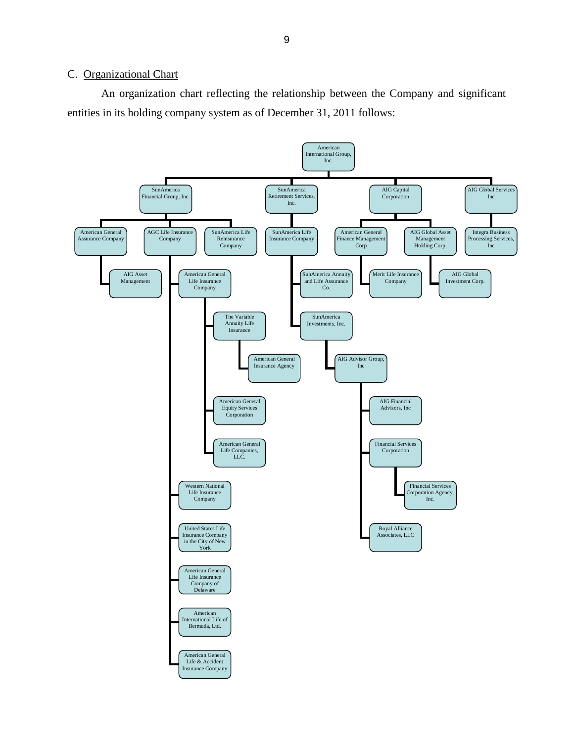C. Organizational Chart

An organization chart reflecting the relationship between the Company and significant entities in its holding company system as of December 31, 2011 follows:

- American International Group, Inc.
  - SunAmerica Financial Group, Inc.
    - American General Assurance Company
      - AIG Asset Management
    - AGC Life Insurance Company
      - American General Life Insurance Company
        - The Variable Annuity Life Insurance
          - American General Insurance Agency
        - American General Equity Services Corporation
        - American General Life Companies, LLC.
      - Western National Life Insurance Company
      - United States Life Insurance Company in the City of New York
      - American General Life Insurance Company of Delaware
      - American International Life of Bermuda, Ltd.
      - American General Life & Accident Insurance Company
    - SunAmerica Life Reinsurance Company
  - SunAmerica Retirement Services, Inc.
    - SunAmerica Life Insurance Company
      - SunAmerica Annuity and Life Assurance Co.
      - SunAmerica Investments, Inc.
        - AIG Advisor Group, Inc
          - AIG Financial Advisors, Inc
          - Financial Services Corporation
            - Financial Services Corporation Agency, Inc.
          - Royal Alliance Associates, LLC
  - AIG Capital Corporation
    - American General Finance Management Corp
      - Merit Life Insurance Company
    - AIG Global Asset Management Holding Corp.
      - AIG Global Investment Corp.
  - AIG Global Services Inc
    - Integra Business Processing Services, Inc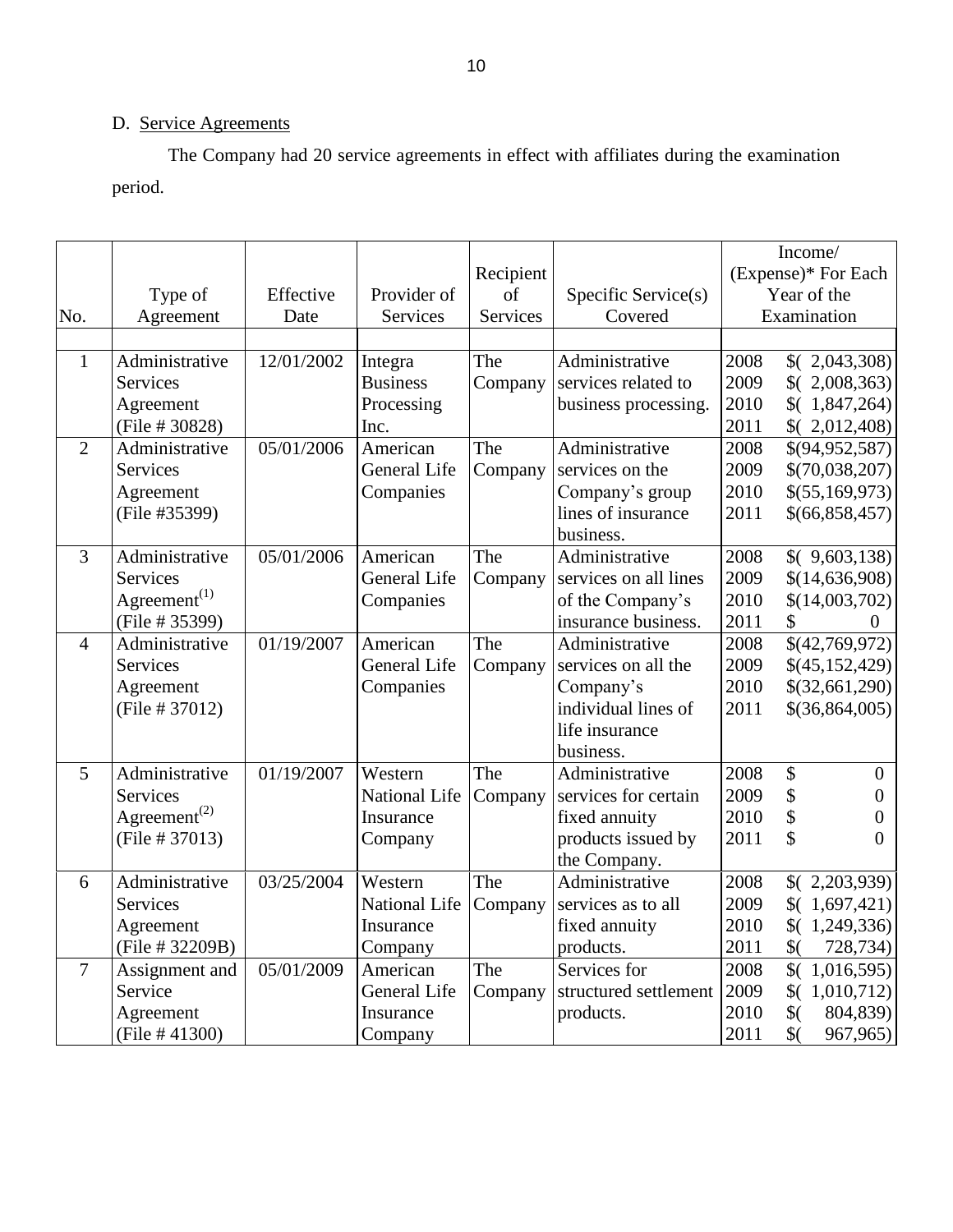D. Service Agreements

The Company had 20 service agreements in effect with affiliates during the examination period.

| No. | Type of Agreement | Effective Date | Provider of Services | Recipient of Services | Specific Service(s) Covered | Income/ (Expense)* For Each Year of the Examination |
|---|---|---|---|---|---|---|
| 1 | Administrative Services Agreement (File # 30828) | 12/01/2002 | Integra Business Processing Inc. | The Company | Administrative services related to business processing. | 2008 $( 2,043,308)<br>2009 $( 2,008,363)<br>2010 $( 1,847,264)<br>2011 $( 2,012,408) |
| 2 | Administrative Services Agreement (File #35399) | 05/01/2006 | American General Life Companies | The Company | Administrative services on the Company's group lines of insurance business. | 2008 $(94,952,587)<br>2009 $(70,038,207)<br>2010 $(55,169,973)<br>2011 $(66,858,457) |
| 3 | Administrative Services Agreement[(1)] (File # 35399) | 05/01/2006 | American General Life Companies | The Company | Administrative services on all lines of the Company's insurance business. | 2008 $( 9,603,138)<br>2009 $(14,636,908)<br>2010 $(14,003,702)<br>2011 $ 0 |
| 4 | Administrative Services Agreement (File # 37012) | 01/19/2007 | American General Life Companies | The Company | Administrative services on all the Company's individual lines of life insurance business. | 2008 $(42,769,972)<br>2009 $(45,152,429)<br>2010 $(32,661,290)<br>2011 $(36,864,005) |
| 5 | Administrative Services Agreement[(2)] (File # 37013) | 01/19/2007 | Western National Life Insurance Company | The Company | Administrative services for certain fixed annuity products issued by the Company. | 2008 $ 0<br>2009 $ 0<br>2010 $ 0<br>2011 $ 0 |
| 6 | Administrative Services Agreement (File # 32209B) | 03/25/2004 | Western National Life Insurance Company | The Company | Administrative services as to all fixed annuity products. | 2008 $( 2,203,939)<br>2009 $( 1,697,421)<br>2010 $( 1,249,336)<br>2011 $( 728,734) |
| 7 | Assignment and Service Agreement (File # 41300) | 05/01/2009 | American General Life Insurance Company | The Company | Services for structured settlement products. | 2008 $( 1,016,595)<br>2009 $( 1,010,712)<br>2010 $( 804,839)<br>2011 $( 967,965) |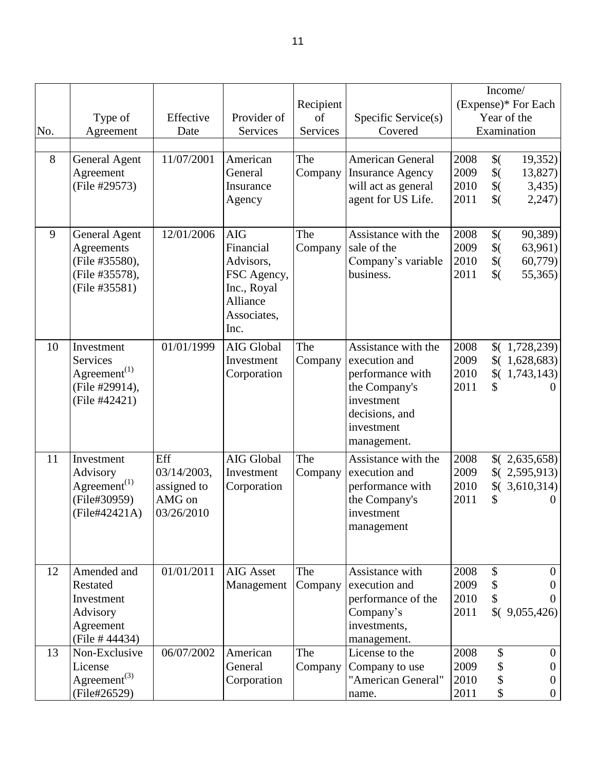| No. | Type of Agreement | Effective Date | Provider of Services | Recipient of Services | Specific Service(s) Covered | Income/ (Expense)* For Each Year of the Examination |
|---|---|---|---|---|---|---|
| 8 | General Agent Agreement (File #29573) | 11/07/2001 | American General Insurance Agency | The Company | American General Insurance Agency will act as general agent for US Life. | 2008 $( 19,352)<br>2009 $( 13,827)<br>2010 $( 3,435)<br>2011 $( 2,247) |
| 9 | General Agent Agreements (File #35580), (File #35578), (File #35581) | 12/01/2006 | AIG Financial Advisors, FSC Agency, Inc., Royal Alliance Associates, Inc. | The Company | Assistance with the sale of the Company's variable business. | 2008 $( 90,389)<br>2009 $( 63,961)<br>2010 $( 60,779)<br>2011 $( 55,365) |
| 10 | Investment Services Agreement[1] (File #29914), (File #42421) | 01/01/1999 | AIG Global Investment Corporation | The Company | Assistance with the execution and performance with the Company's investment decisions, and investment management. | 2008 $( 1,728,239)<br>2009 $( 1,628,683)<br>2010 $( 1,743,143)<br>2011 $ 0 |
| 11 | Investment Advisory Agreement[1] (File#30959) (File#42421A) | Eff 03/14/2003, assigned to AMG on 03/26/2010 | AIG Global Investment Corporation | The Company | Assistance with the execution and performance with the Company's investment management | 2008 $( 2,635,658)<br>2009 $( 2,595,913)<br>2010 $( 3,610,314)<br>2011 $ 0 |
| 12 | Amended and Restated Investment Advisory Agreement (File # 44434) | 01/01/2011 | AIG Asset Management | The Company | Assistance with execution and performance of the Company's investments, management. | 2008 $ 0<br>2009 $ 0<br>2010 $ 0<br>2011 $( 9,055,426) |
| 13 | Non-Exclusive License Agreement[3] (File#26529) | 06/07/2002 | American General Corporation | The Company | License to the Company to use "American General" name. | 2008 $ 0<br>2009 $ 0<br>2010 $ 0<br>2011 $ 0 |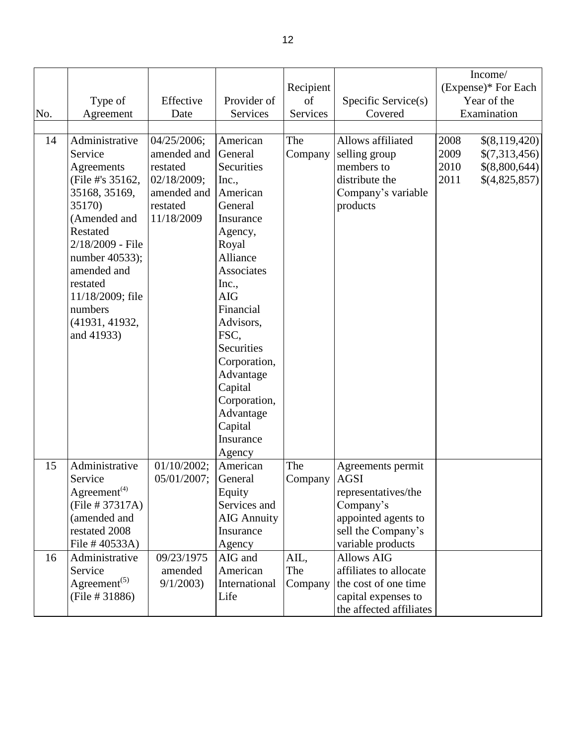| No. | Type of Agreement | Effective Date | Provider of Services | Recipient of Services | Specific Service(s) Covered | Income/ (Expense)* For Each Year of the Examination | |
|---|---|---|---|---|---|---|---|
| 14 | Administrative Service Agreements (File #'s 35162, 35168, 35169, 35170) (Amended and Restated 2/18/2009 - File number 40533); amended and restated 11/18/2009; file numbers (41931, 41932, and 41933) | 04/25/2006; amended and restated 02/18/2009; amended and restated 11/18/2009 | American General Securities Inc., American General Insurance Agency, Royal Alliance Associates Inc., AIG Financial Advisors, FSC, Securities Corporation, Advantage Capital Corporation, Advantage Capital Insurance Agency | The Company | Allows affiliated selling group members to distribute the Company's variable products | 2008<br>2009<br>2010<br>2011 | $(8,119,420)<br>$(7,313,456)<br>$(8,800,644)<br>$(4,825,857) |
| 15 | Administrative Service Agreement[(4)] (File # 37317A) (amended and restated 2008 File # 40533A) | 01/10/2002; 05/01/2007; | American General Equity Services and AIG Annuity Insurance Agency | The Company | Agreements permit AGSI representatives/the Company's appointed agents to sell the Company's variable products | | |
| 16 | Administrative Service Agreement[(5)] (File # 31886) | 09/23/1975 amended 9/1/2003) | AIG and American International Life | AIL, The Company | Allows AIG affiliates to allocate the cost of one time capital expenses to the affected affiliates | | |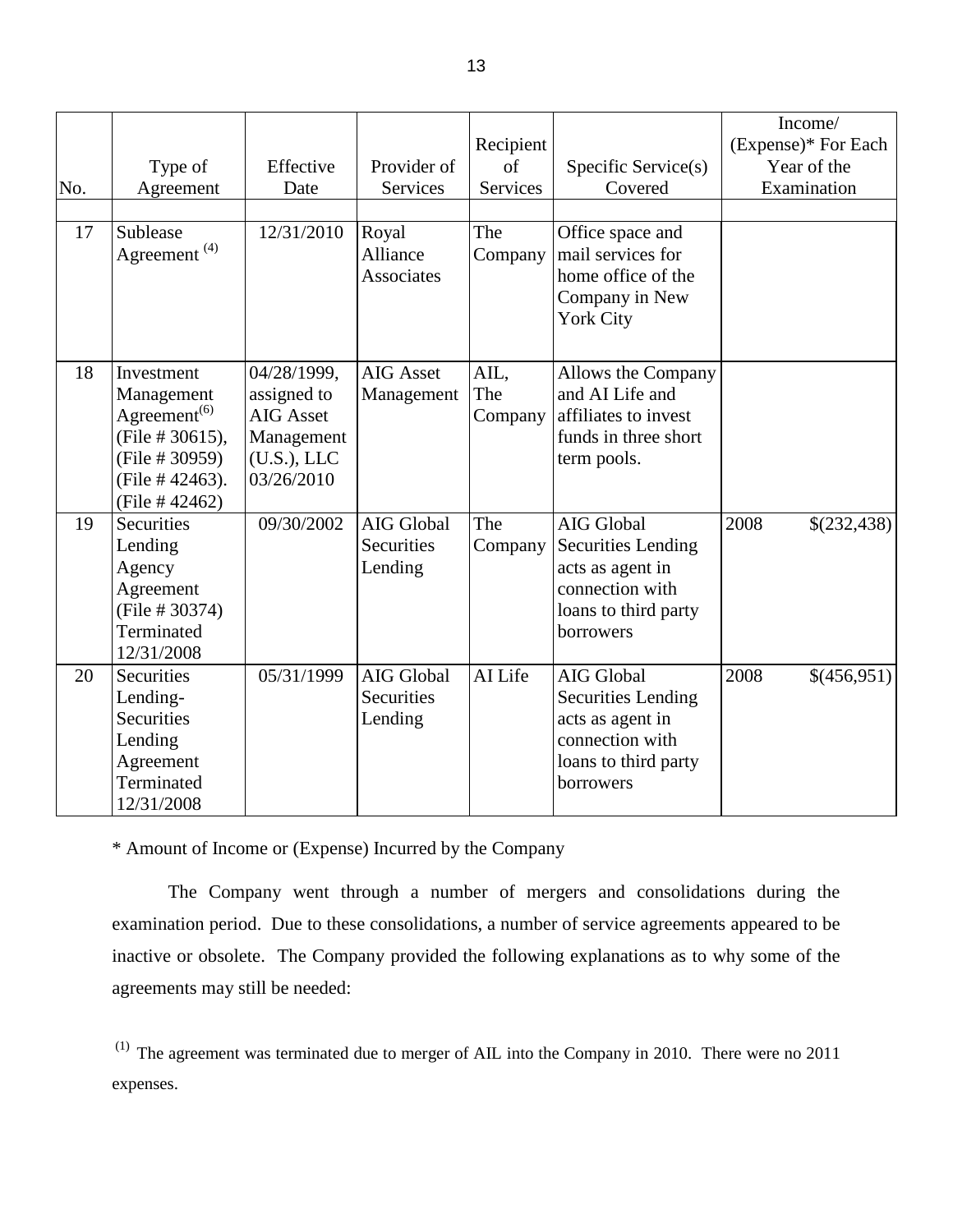| No. | Type of Agreement | Effective Date | Provider of Services | Recipient of Services | Specific Service(s) Covered | Income/ (Expense)* For Each Year of the Examination | |
|---|---|---|---|---|---|---|---|
| 17 | Sublease Agreement [4] | 12/31/2010 | Royal Alliance Associates | The Company | Office space and mail services for home office of the Company in New York City | | |
| 18 | Investment Management Agreement[6] (File # 30615), (File # 30959) (File # 42463). (File # 42462) | 04/28/1999, assigned to AIG Asset Management (U.S.), LLC 03/26/2010 | AIG Asset Management | AIL, The Company | Allows the Company and AI Life and affiliates to invest funds in three short term pools. | | |
| 19 | Securities Lending Agency Agreement (File # 30374) Terminated 12/31/2008 | 09/30/2002 | AIG Global Securities Lending | The Company | AIG Global Securities Lending acts as agent in connection with loans to third party borrowers | 2008 | $(232,438) |
| 20 | Securities Lending- Securities Lending Agreement Terminated 12/31/2008 | 05/31/1999 | AIG Global Securities Lending | AI Life | AIG Global Securities Lending acts as agent in connection with loans to third party borrowers | 2008 | $(456,951) |

\* Amount of Income or (Expense) Incurred by the Company

The Company went through a number of mergers and consolidations during the examination period. Due to these consolidations, a number of service agreements appeared to be inactive or obsolete. The Company provided the following explanations as to why some of the agreements may still be needed:

[1] The agreement was terminated due to merger of AIL into the Company in 2010. There were no 2011 expenses.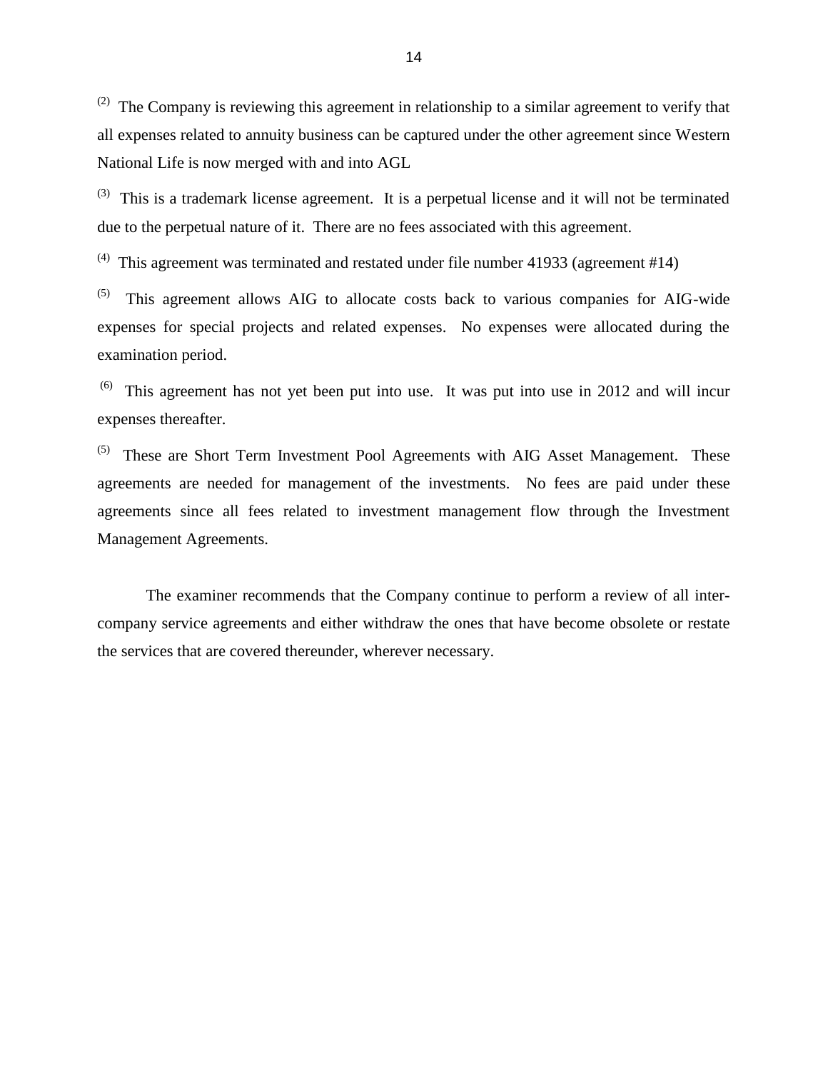(2) The Company is reviewing this agreement in relationship to a similar agreement to verify that all expenses related to annuity business can be captured under the other agreement since Western National Life is now merged with and into AGL

(3) This is a trademark license agreement. It is a perpetual license and it will not be terminated due to the perpetual nature of it. There are no fees associated with this agreement.

(4) This agreement was terminated and restated under file number 41933 (agreement #14)

(5) This agreement allows AIG to allocate costs back to various companies for AIG-wide expenses for special projects and related expenses. No expenses were allocated during the examination period.

(6) This agreement has not yet been put into use. It was put into use in 2012 and will incur expenses thereafter.

(5) These are Short Term Investment Pool Agreements with AIG Asset Management. These agreements are needed for management of the investments. No fees are paid under these agreements since all fees related to investment management flow through the Investment Management Agreements.

The examiner recommends that the Company continue to perform a review of all inter-company service agreements and either withdraw the ones that have become obsolete or restate the services that are covered thereunder, wherever necessary.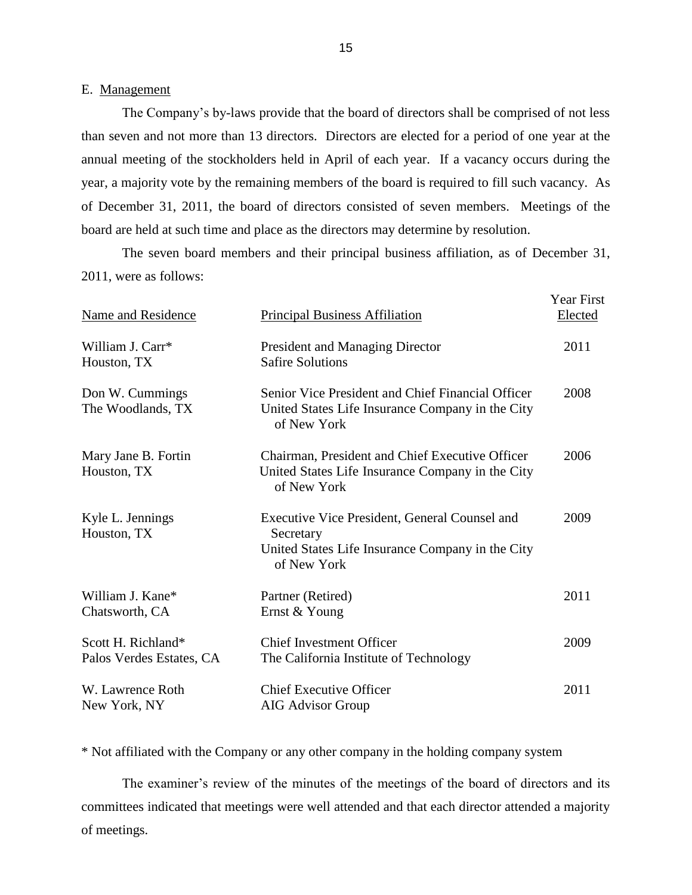## E. Management

The Company's by-laws provide that the board of directors shall be comprised of not less than seven and not more than 13 directors. Directors are elected for a period of one year at the annual meeting of the stockholders held in April of each year. If a vacancy occurs during the year, a majority vote by the remaining members of the board is required to fill such vacancy. As of December 31, 2011, the board of directors consisted of seven members. Meetings of the board are held at such time and place as the directors may determine by resolution.

The seven board members and their principal business affiliation, as of December 31, 2011, were as follows:

| Name and Residence | Principal Business Affiliation | Year First Elected |
|---|---|---|
| William J. Carr*<br>Houston, TX | President and Managing Director<br>Safire Solutions | 2011 |
| Don W. Cummings<br>The Woodlands, TX | Senior Vice President and Chief Financial Officer<br>United States Life Insurance Company in the City of New York | 2008 |
| Mary Jane B. Fortin<br>Houston, TX | Chairman, President and Chief Executive Officer<br>United States Life Insurance Company in the City of New York | 2006 |
| Kyle L. Jennings<br>Houston, TX | Executive Vice President, General Counsel and Secretary<br>United States Life Insurance Company in the City of New York | 2009 |
| William J. Kane*<br>Chatsworth, CA | Partner (Retired)<br>Ernst & Young | 2011 |
| Scott H. Richland*<br>Palos Verdes Estates, CA | Chief Investment Officer<br>The California Institute of Technology | 2009 |
| W. Lawrence Roth<br>New York, NY | Chief Executive Officer<br>AIG Advisor Group | 2011 |

* Not affiliated with the Company or any other company in the holding company system

The examiner's review of the minutes of the meetings of the board of directors and its committees indicated that meetings were well attended and that each director attended a majority of meetings.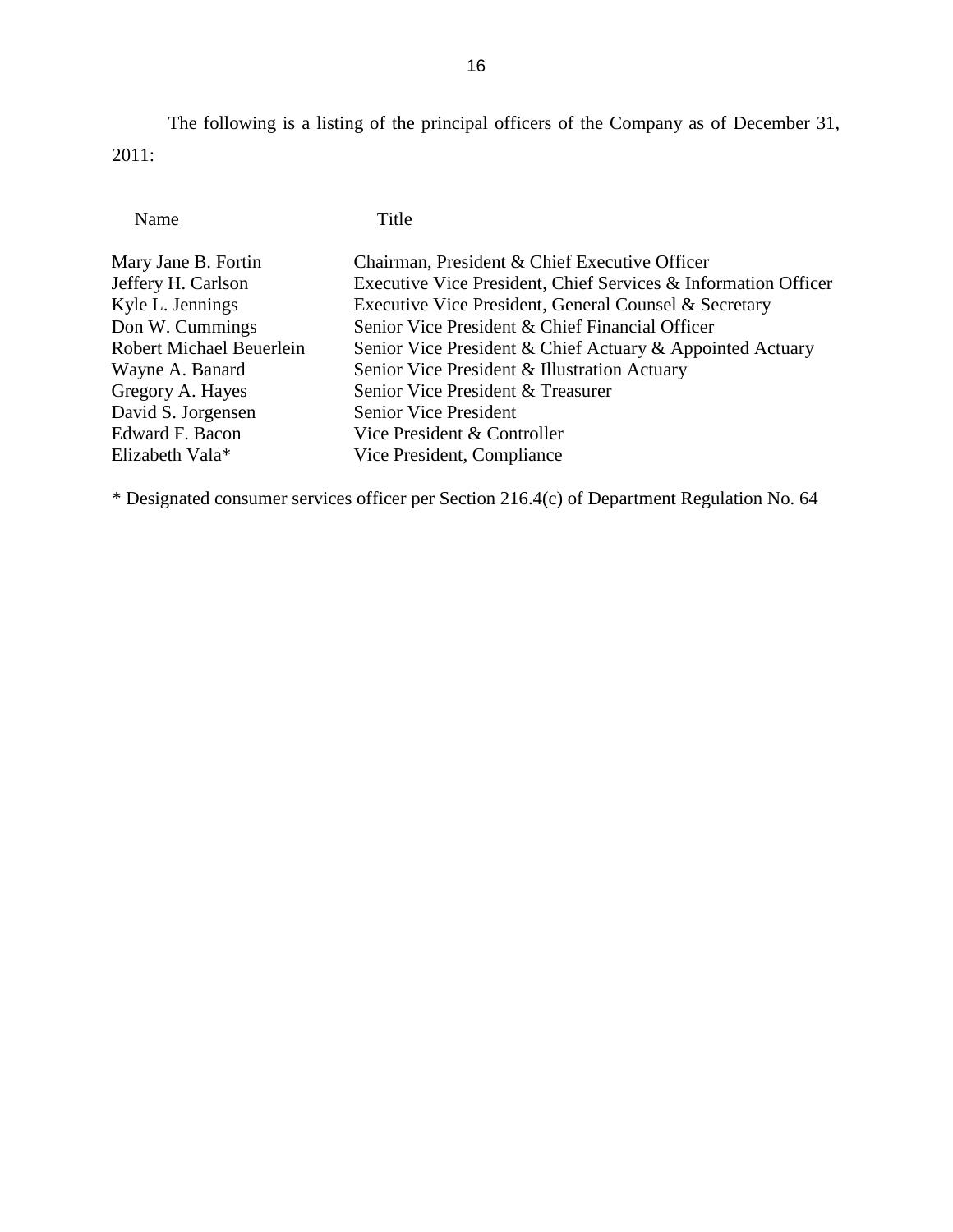The following is a listing of the principal officers of the Company as of December 31, 2011:

| Name | Title |
| --- | --- |
| Mary Jane B. Fortin | Chairman, President & Chief Executive Officer |
| Jeffery H. Carlson | Executive Vice President, Chief Services & Information Officer |
| Kyle L. Jennings | Executive Vice President, General Counsel & Secretary |
| Don W. Cummings | Senior Vice President & Chief Financial Officer |
| Robert Michael Beuerlein | Senior Vice President & Chief Actuary & Appointed Actuary |
| Wayne A. Banard | Senior Vice President & Illustration Actuary |
| Gregory A. Hayes | Senior Vice President & Treasurer |
| David S. Jorgensen | Senior Vice President |
| Edward F. Bacon | Vice President & Controller |
| Elizabeth Vala* | Vice President, Compliance |

* Designated consumer services officer per Section 216.4(c) of Department Regulation No. 64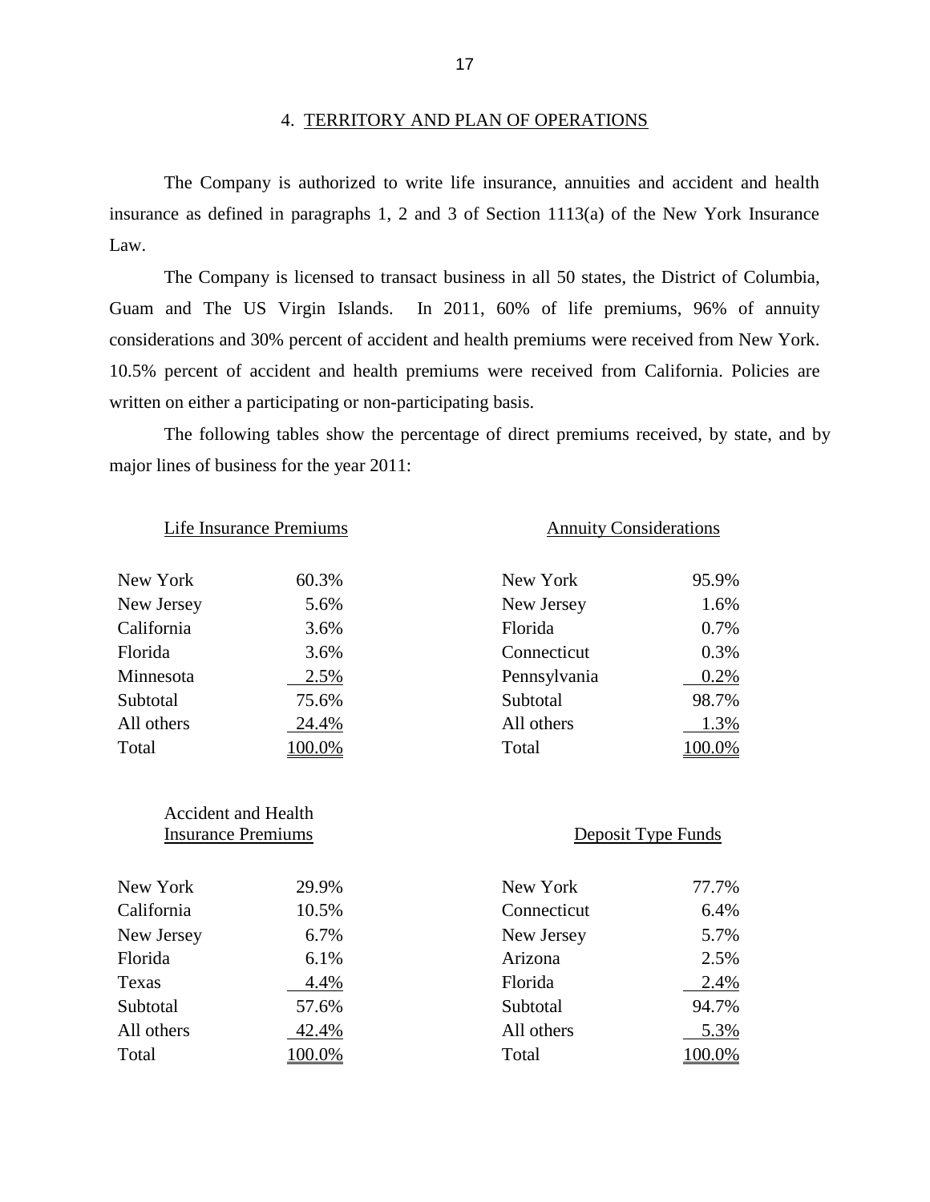## 4. TERRITORY AND PLAN OF OPERATIONS

The Company is authorized to write life insurance, annuities and accident and health insurance as defined in paragraphs 1, 2 and 3 of Section 1113(a) of the New York Insurance Law.

The Company is licensed to transact business in all 50 states, the District of Columbia, Guam and The US Virgin Islands. In 2011, 60% of life premiums, 96% of annuity considerations and 30% percent of accident and health premiums were received from New York. 10.5% percent of accident and health premiums were received from California. Policies are written on either a participating or non-participating basis.

The following tables show the percentage of direct premiums received, by state, and by major lines of business for the year 2011:

| Life Insurance Premiums | |
|---|---|
| New York | 60.3% |
| New Jersey | 5.6% |
| California | 3.6% |
| Florida | 3.6% |
| Minnesota | 2.5% |
| Subtotal | 75.6% |
| All others | 24.4% |
| Total | 100.0% |

| Annuity Considerations | |
|---|---|
| New York | 95.9% |
| New Jersey | 1.6% |
| Florida | 0.7% |
| Connecticut | 0.3% |
| Pennsylvania | 0.2% |
| Subtotal | 98.7% |
| All others | 1.3% |
| Total | 100.0% |

| Accident and Health Insurance Premiums | |
|---|---|
| New York | 29.9% |
| California | 10.5% |
| New Jersey | 6.7% |
| Florida | 6.1% |
| Texas | 4.4% |
| Subtotal | 57.6% |
| All others | 42.4% |
| Total | 100.0% |

| Deposit Type Funds | |
|---|---|
| New York | 77.7% |
| Connecticut | 6.4% |
| New Jersey | 5.7% |
| Arizona | 2.5% |
| Florida | 2.4% |
| Subtotal | 94.7% |
| All others | 5.3% |
| Total | 100.0% |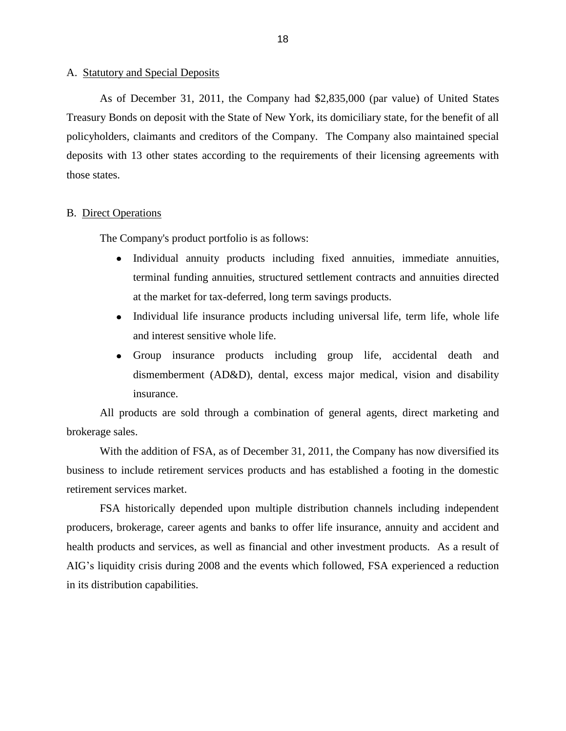A. Statutory and Special Deposits

As of December 31, 2011, the Company had $2,835,000 (par value) of United States Treasury Bonds on deposit with the State of New York, its domiciliary state, for the benefit of all policyholders, claimants and creditors of the Company. The Company also maintained special deposits with 13 other states according to the requirements of their licensing agreements with those states.

B. Direct Operations

The Company's product portfolio is as follows:

- Individual annuity products including fixed annuities, immediate annuities, terminal funding annuities, structured settlement contracts and annuities directed at the market for tax-deferred, long term savings products.
- Individual life insurance products including universal life, term life, whole life and interest sensitive whole life.
- Group insurance products including group life, accidental death and dismemberment (AD&D), dental, excess major medical, vision and disability insurance.

All products are sold through a combination of general agents, direct marketing and brokerage sales.

With the addition of FSA, as of December 31, 2011, the Company has now diversified its business to include retirement services products and has established a footing in the domestic retirement services market.

FSA historically depended upon multiple distribution channels including independent producers, brokerage, career agents and banks to offer life insurance, annuity and accident and health products and services, as well as financial and other investment products. As a result of AIG's liquidity crisis during 2008 and the events which followed, FSA experienced a reduction in its distribution capabilities.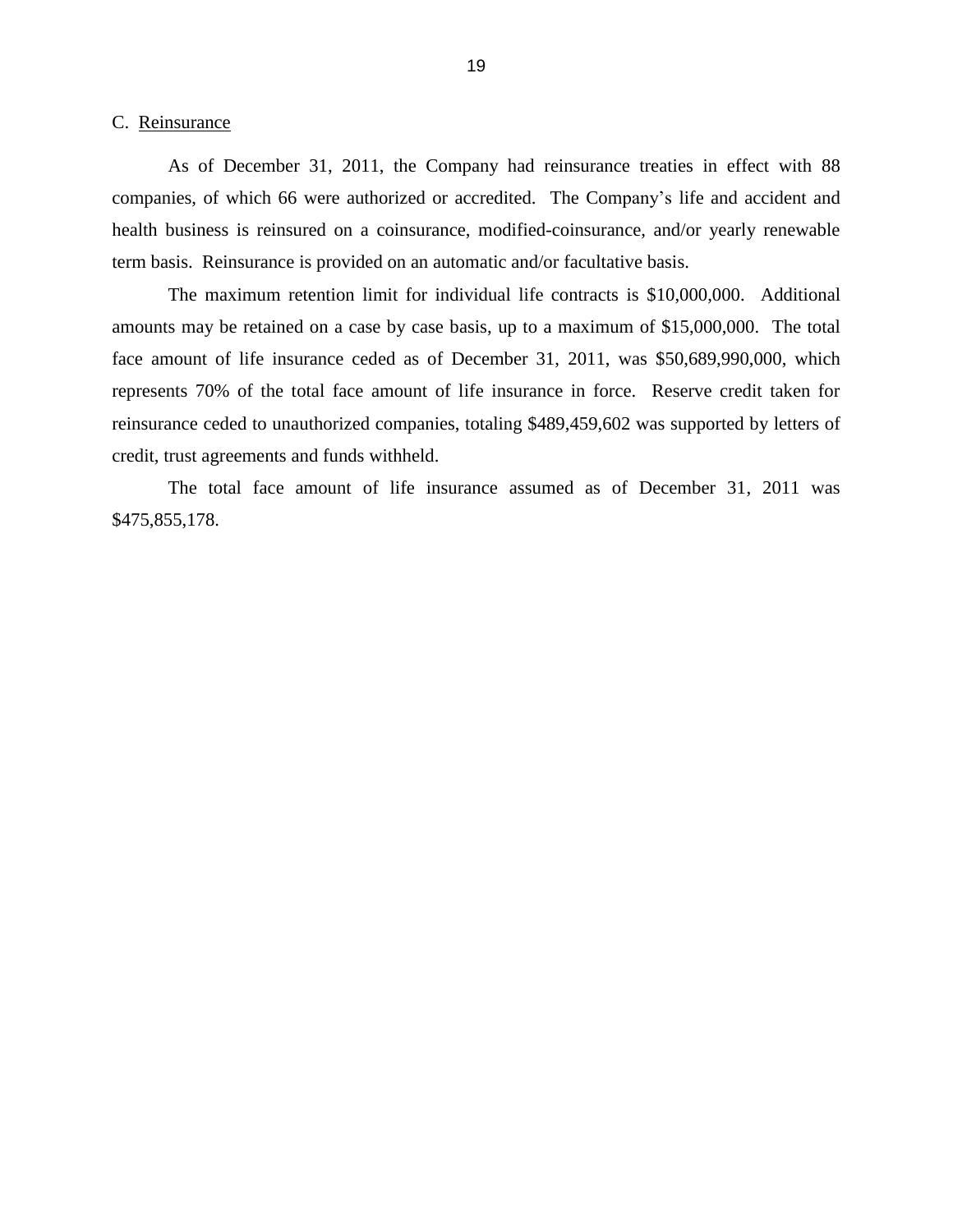## C. Reinsurance

As of December 31, 2011, the Company had reinsurance treaties in effect with 88 companies, of which 66 were authorized or accredited. The Company's life and accident and health business is reinsured on a coinsurance, modified-coinsurance, and/or yearly renewable term basis. Reinsurance is provided on an automatic and/or facultative basis.

The maximum retention limit for individual life contracts is $10,000,000. Additional amounts may be retained on a case by case basis, up to a maximum of $15,000,000. The total face amount of life insurance ceded as of December 31, 2011, was $50,689,990,000, which represents 70% of the total face amount of life insurance in force. Reserve credit taken for reinsurance ceded to unauthorized companies, totaling $489,459,602 was supported by letters of credit, trust agreements and funds withheld.

The total face amount of life insurance assumed as of December 31, 2011 was $475,855,178.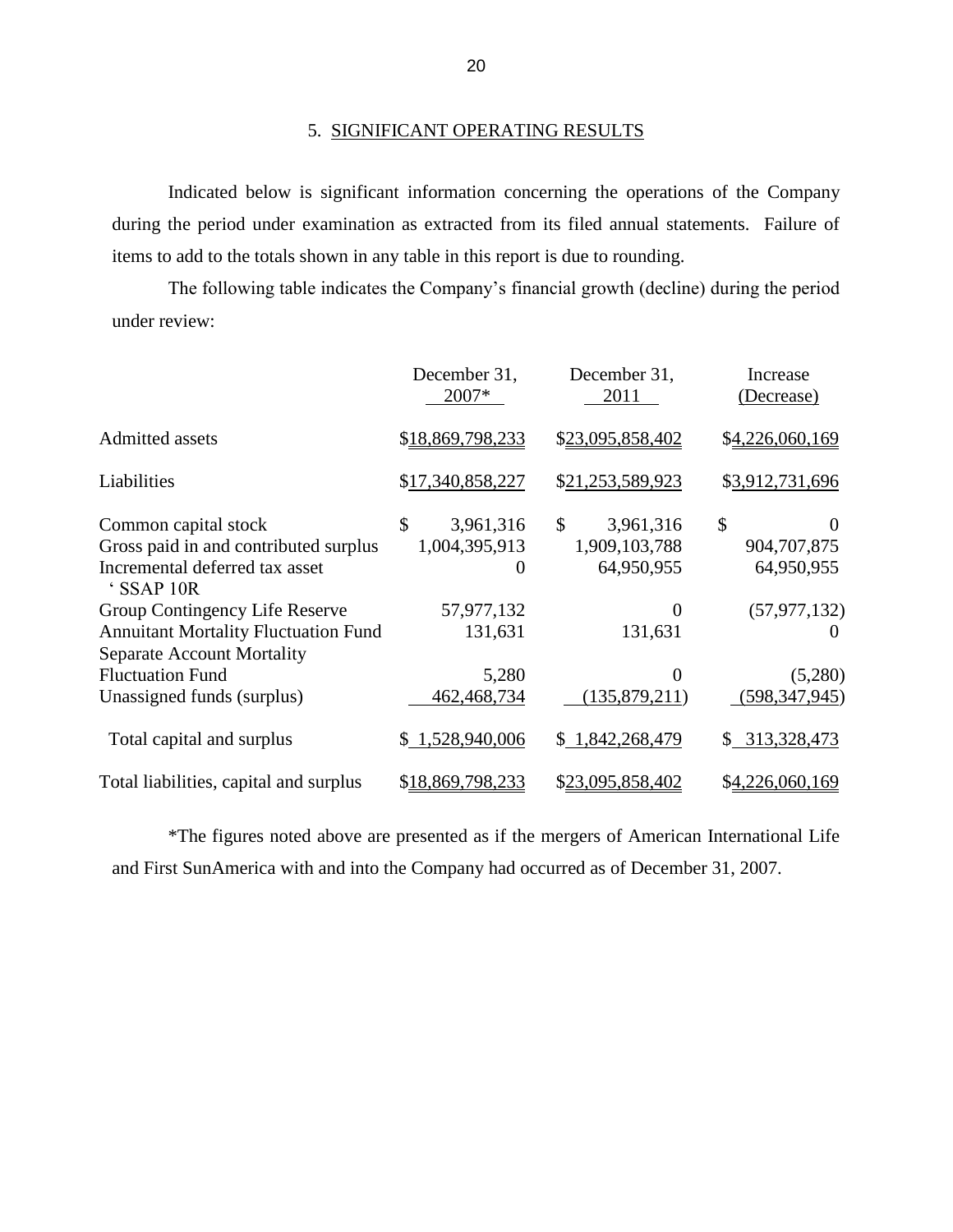## 5. SIGNIFICANT OPERATING RESULTS

Indicated below is significant information concerning the operations of the Company during the period under examination as extracted from its filed annual statements. Failure of items to add to the totals shown in any table in this report is due to rounding.

The following table indicates the Company's financial growth (decline) during the period under review:

| | December 31, 2007* | December 31, 2011 | Increase (Decrease) |
|---|---|---|---|
| Admitted assets | $18,869,798,233 | $23,095,858,402 | $4,226,060,169 |
| Liabilities | $17,340,858,227 | $21,253,589,923 | $3,912,731,696 |
| Common capital stock | $ 3,961,316 | $ 3,961,316 | $ 0 |
| Gross paid in and contributed surplus | 1,004,395,913 | 1,909,103,788 | 904,707,875 |
| Incremental deferred tax asset ' SSAP 10R | 0 | 64,950,955 | 64,950,955 |
| Group Contingency Life Reserve | 57,977,132 | 0 | (57,977,132) |
| Annuitant Mortality Fluctuation Fund | 131,631 | 131,631 | 0 |
| Separate Account Mortality Fluctuation Fund | 5,280 | 0 | (5,280) |
| Unassigned funds (surplus) | 462,468,734 | (135,879,211) | (598,347,945) |
| Total capital and surplus | $ 1,528,940,006 | $ 1,842,268,479 | $ 313,328,473 |
| Total liabilities, capital and surplus | $18,869,798,233 | $23,095,858,402 | $4,226,060,169 |

*The figures noted above are presented as if the mergers of American International Life and First SunAmerica with and into the Company had occurred as of December 31, 2007.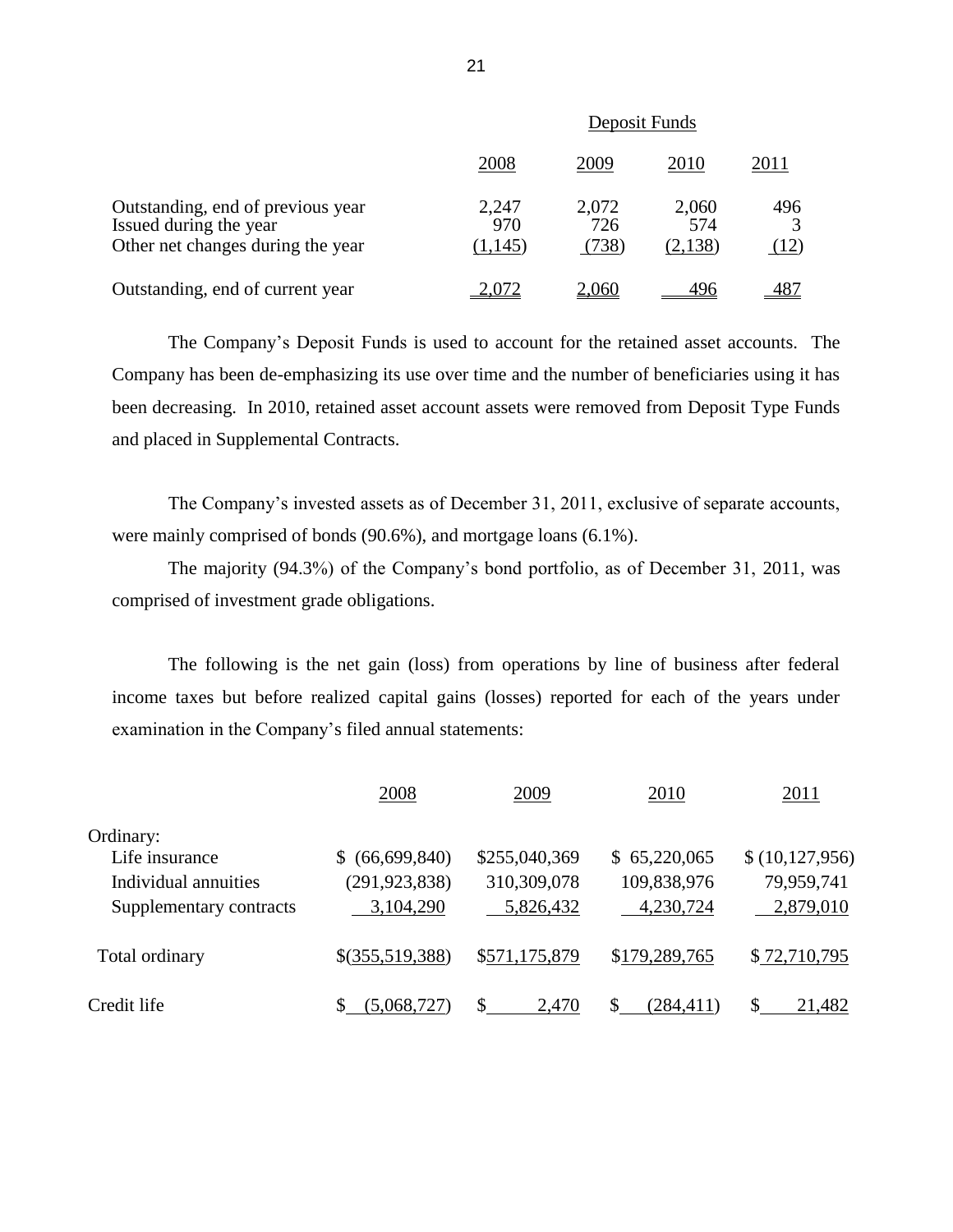| | Deposit Funds | | | |
|---|---|---|---|---|
| | 2008 | 2009 | 2010 | 2011 |
| Outstanding, end of previous year | 2,247 | 2,072 | 2,060 | 496 |
| Issued during the year | 970 | 726 | 574 | 3 |
| Other net changes during the year | (1,145) | (738) | (2,138) | (12) |
| Outstanding, end of current year | 2,072 | 2,060 | 496 | 487 |

The Company's Deposit Funds is used to account for the retained asset accounts. The Company has been de-emphasizing its use over time and the number of beneficiaries using it has been decreasing. In 2010, retained asset account assets were removed from Deposit Type Funds and placed in Supplemental Contracts.

The Company's invested assets as of December 31, 2011, exclusive of separate accounts, were mainly comprised of bonds (90.6%), and mortgage loans (6.1%).

The majority (94.3%) of the Company's bond portfolio, as of December 31, 2011, was comprised of investment grade obligations.

The following is the net gain (loss) from operations by line of business after federal income taxes but before realized capital gains (losses) reported for each of the years under examination in the Company's filed annual statements:

| | 2008 | 2009 | 2010 | 2011 |
|---|---|---|---|---|
| Ordinary: | | | | |
| Life insurance | $ (66,699,840) | $255,040,369 | $ 65,220,065 | $ (10,127,956) |
| Individual annuities | (291,923,838) | 310,309,078 | 109,838,976 | 79,959,741 |
| Supplementary contracts | 3,104,290 | 5,826,432 | 4,230,724 | 2,879,010 |
| Total ordinary | $(355,519,388) | $571,175,879 | $179,289,765 | $ 72,710,795 |
| Credit life | $ (5,068,727) | $ 2,470 | $ (284,411) | $ 21,482 |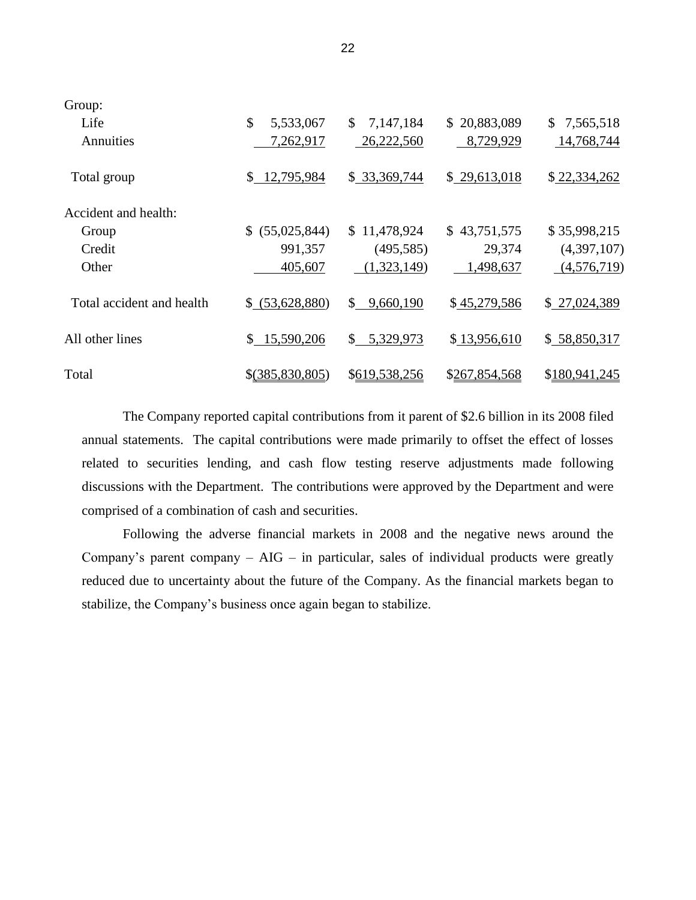| | | | | |
|---|---|---|---|---|
| Group: | | | | |
| Life | $ 5,533,067 | $ 7,147,184 | $ 20,883,089 | $ 7,565,518 |
| Annuities | 7,262,917 | 26,222,560 | 8,729,929 | 14,768,744 |
| Total group | $ 12,795,984 | $ 33,369,744 | $ 29,613,018 | $ 22,334,262 |
| Accident and health: | | | | |
| Group | $ (55,025,844) | $ 11,478,924 | $ 43,751,575 | $ 35,998,215 |
| Credit | 991,357 | (495,585) | 29,374 | (4,397,107) |
| Other | 405,607 | (1,323,149) | 1,498,637 | (4,576,719) |
| Total accident and health | $ (53,628,880) | $ 9,660,190 | $ 45,279,586 | $ 27,024,389 |
| All other lines | $ 15,590,206 | $ 5,329,973 | $ 13,956,610 | $ 58,850,317 |
| Total | $(385,830,805) | $619,538,256 | $267,854,568 | $180,941,245 |

The Company reported capital contributions from it parent of $2.6 billion in its 2008 filed annual statements. The capital contributions were made primarily to offset the effect of losses related to securities lending, and cash flow testing reserve adjustments made following discussions with the Department. The contributions were approved by the Department and were comprised of a combination of cash and securities.

Following the adverse financial markets in 2008 and the negative news around the Company's parent company – AIG – in particular, sales of individual products were greatly reduced due to uncertainty about the future of the Company. As the financial markets began to stabilize, the Company's business once again began to stabilize.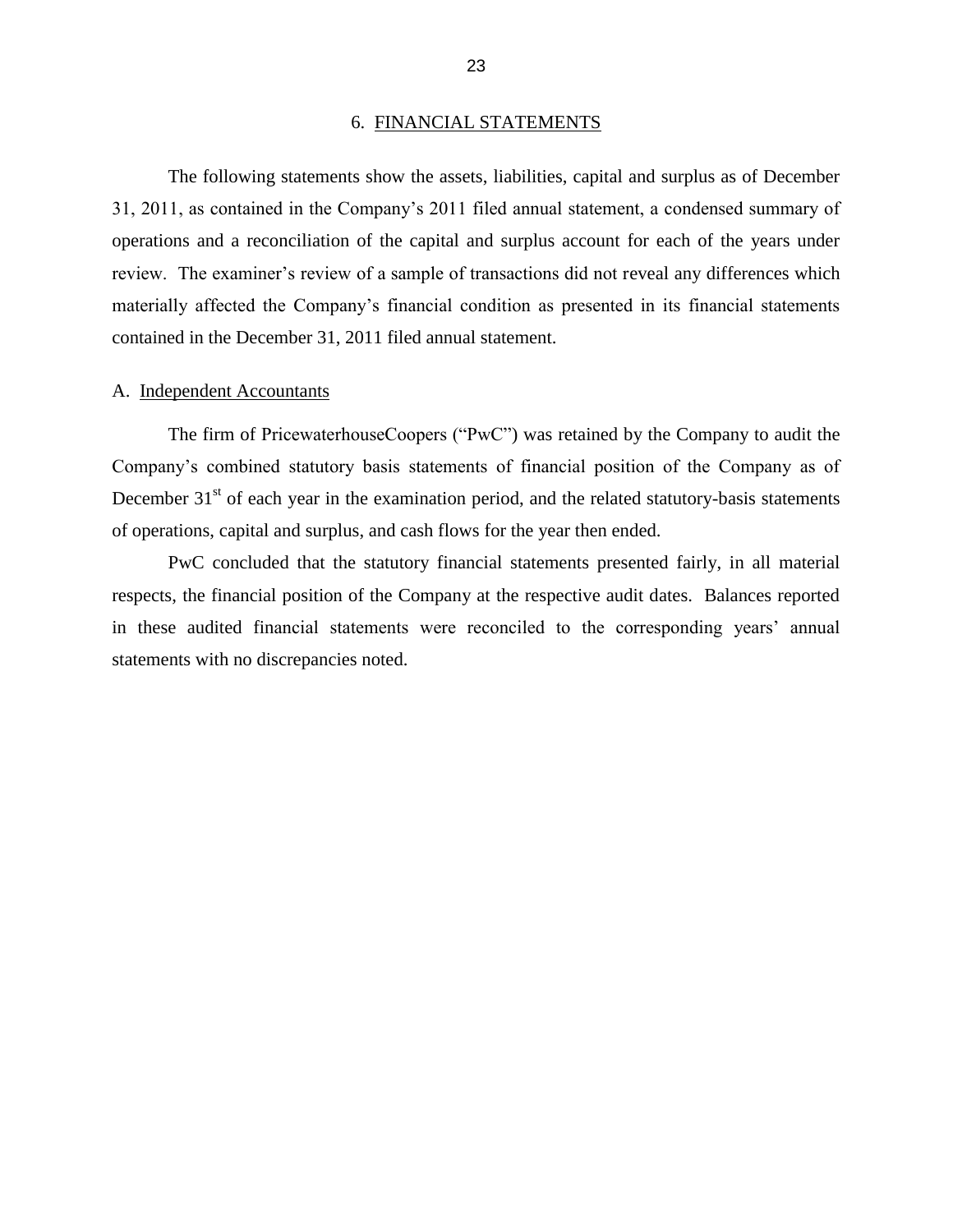## 6. FINANCIAL STATEMENTS

The following statements show the assets, liabilities, capital and surplus as of December 31, 2011, as contained in the Company's 2011 filed annual statement, a condensed summary of operations and a reconciliation of the capital and surplus account for each of the years under review. The examiner's review of a sample of transactions did not reveal any differences which materially affected the Company's financial condition as presented in its financial statements contained in the December 31, 2011 filed annual statement.

### A. Independent Accountants

The firm of PricewaterhouseCoopers ("PwC") was retained by the Company to audit the Company's combined statutory basis statements of financial position of the Company as of December 31st of each year in the examination period, and the related statutory-basis statements of operations, capital and surplus, and cash flows for the year then ended.

PwC concluded that the statutory financial statements presented fairly, in all material respects, the financial position of the Company at the respective audit dates. Balances reported in these audited financial statements were reconciled to the corresponding years' annual statements with no discrepancies noted.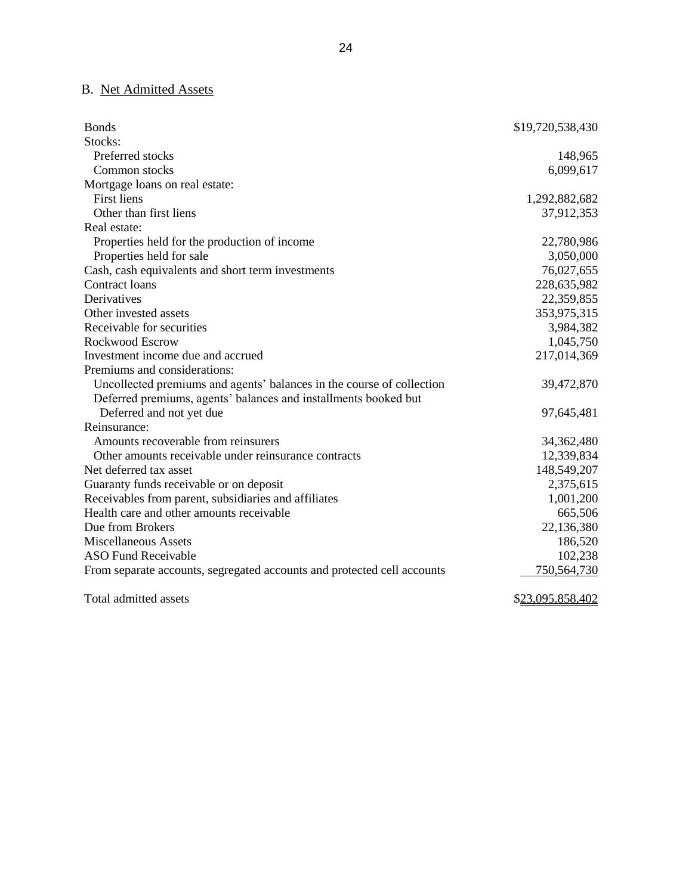## B. Net Admitted Assets

| | |
|---|---:|
| Bonds | $19,720,538,430 |
| Stocks: | |
| Preferred stocks | 148,965 |
| Common stocks | 6,099,617 |
| Mortgage loans on real estate: | |
| First liens | 1,292,882,682 |
| Other than first liens | 37,912,353 |
| Real estate: | |
| Properties held for the production of income | 22,780,986 |
| Properties held for sale | 3,050,000 |
| Cash, cash equivalents and short term investments | 76,027,655 |
| Contract loans | 228,635,982 |
| Derivatives | 22,359,855 |
| Other invested assets | 353,975,315 |
| Receivable for securities | 3,984,382 |
| Rockwood Escrow | 1,045,750 |
| Investment income due and accrued | 217,014,369 |
| Premiums and considerations: | |
| Uncollected premiums and agents' balances in the course of collection | 39,472,870 |
| Deferred premiums, agents' balances and installments booked but Deferred and not yet due | 97,645,481 |
| Reinsurance: | |
| Amounts recoverable from reinsurers | 34,362,480 |
| Other amounts receivable under reinsurance contracts | 12,339,834 |
| Net deferred tax asset | 148,549,207 |
| Guaranty funds receivable or on deposit | 2,375,615 |
| Receivables from parent, subsidiaries and affiliates | 1,001,200 |
| Health care and other amounts receivable | 665,506 |
| Due from Brokers | 22,136,380 |
| Miscellaneous Assets | 186,520 |
| ASO Fund Receivable | 102,238 |
| From separate accounts, segregated accounts and protected cell accounts | 750,564,730 |
| Total admitted assets | $23,095,858,402 |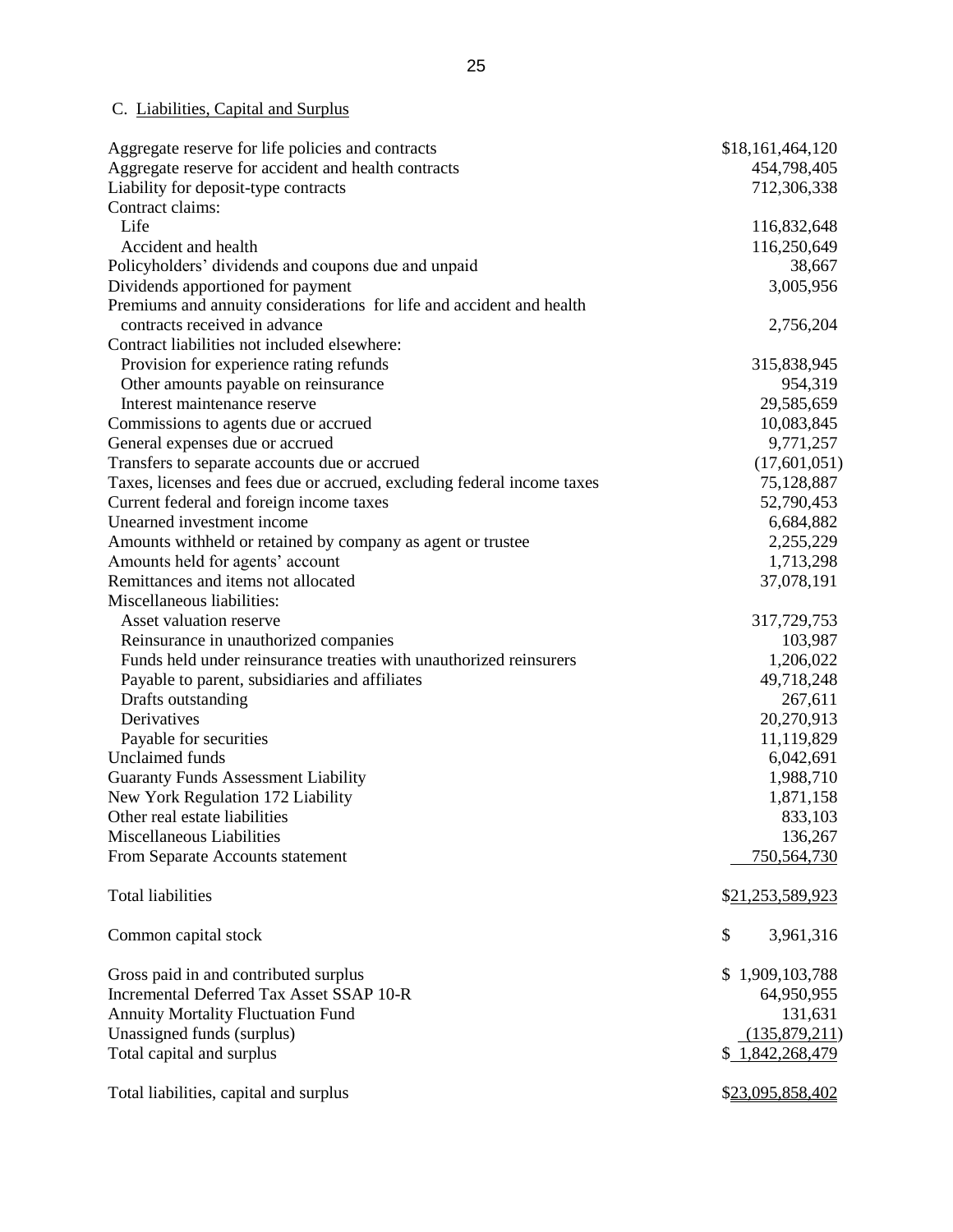## C. Liabilities, Capital and Surplus

| | |
|---|---|
| Aggregate reserve for life policies and contracts | $18,161,464,120 |
| Aggregate reserve for accident and health contracts | 454,798,405 |
| Liability for deposit-type contracts | 712,306,338 |
| Contract claims: | |
| Life | 116,832,648 |
| Accident and health | 116,250,649 |
| Policyholders' dividends and coupons due and unpaid | 38,667 |
| Dividends apportioned for payment | 3,005,956 |
| Premiums and annuity considerations for life and accident and health contracts received in advance | 2,756,204 |
| Contract liabilities not included elsewhere: | |
| Provision for experience rating refunds | 315,838,945 |
| Other amounts payable on reinsurance | 954,319 |
| Interest maintenance reserve | 29,585,659 |
| Commissions to agents due or accrued | 10,083,845 |
| General expenses due or accrued | 9,771,257 |
| Transfers to separate accounts due or accrued | (17,601,051) |
| Taxes, licenses and fees due or accrued, excluding federal income taxes | 75,128,887 |
| Current federal and foreign income taxes | 52,790,453 |
| Unearned investment income | 6,684,882 |
| Amounts withheld or retained by company as agent or trustee | 2,255,229 |
| Amounts held for agents' account | 1,713,298 |
| Remittances and items not allocated | 37,078,191 |
| Miscellaneous liabilities: | |
| Asset valuation reserve | 317,729,753 |
| Reinsurance in unauthorized companies | 103,987 |
| Funds held under reinsurance treaties with unauthorized reinsurers | 1,206,022 |
| Payable to parent, subsidiaries and affiliates | 49,718,248 |
| Drafts outstanding | 267,611 |
| Derivatives | 20,270,913 |
| Payable for securities | 11,119,829 |
| Unclaimed funds | 6,042,691 |
| Guaranty Funds Assessment Liability | 1,988,710 |
| New York Regulation 172 Liability | 1,871,158 |
| Other real estate liabilities | 833,103 |
| Miscellaneous Liabilities | 136,267 |
| From Separate Accounts statement | 750,564,730 |
| | |
| Total liabilities | $21,253,589,923 |
| | |
| Common capital stock | $ 3,961,316 |
| | |
| Gross paid in and contributed surplus | $ 1,909,103,788 |
| Incremental Deferred Tax Asset SSAP 10-R | 64,950,955 |
| Annuity Mortality Fluctuation Fund | 131,631 |
| Unassigned funds (surplus) | (135,879,211) |
| Total capital and surplus | $ 1,842,268,479 |
| | |
| Total liabilities, capital and surplus | $23,095,858,402 |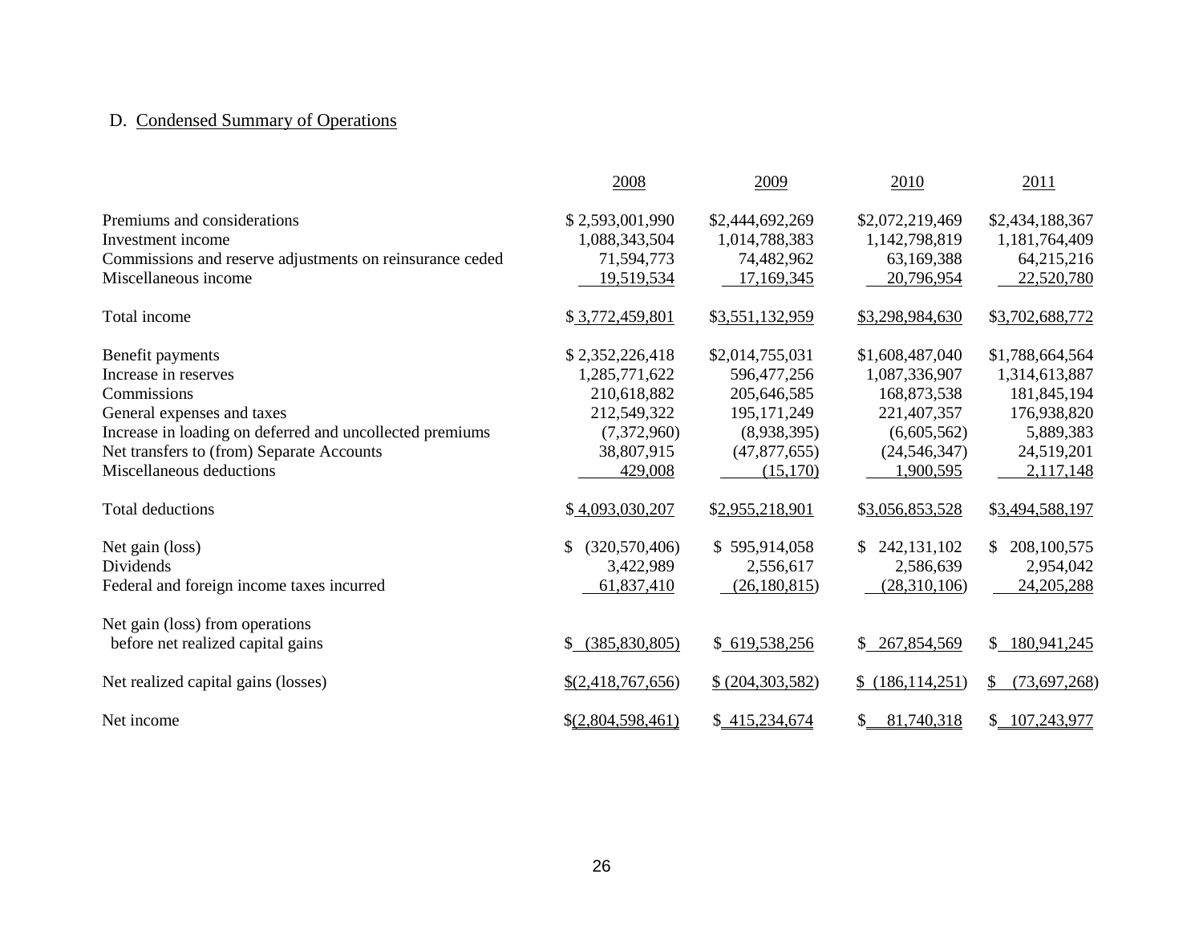D. Condensed Summary of Operations

| | 2008 | 2009 | 2010 | 2011 |
|---|---|---|---|---|
| Premiums and considerations | $ 2,593,001,990 | $2,444,692,269 | $2,072,219,469 | $2,434,188,367 |
| Investment income | 1,088,343,504 | 1,014,788,383 | 1,142,798,819 | 1,181,764,409 |
| Commissions and reserve adjustments on reinsurance ceded | 71,594,773 | 74,482,962 | 63,169,388 | 64,215,216 |
| Miscellaneous income | 19,519,534 | 17,169,345 | 20,796,954 | 22,520,780 |
| Total income | $ 3,772,459,801 | $3,551,132,959 | $3,298,984,630 | $3,702,688,772 |
| Benefit payments | $ 2,352,226,418 | $2,014,755,031 | $1,608,487,040 | $1,788,664,564 |
| Increase in reserves | 1,285,771,622 | 596,477,256 | 1,087,336,907 | 1,314,613,887 |
| Commissions | 210,618,882 | 205,646,585 | 168,873,538 | 181,845,194 |
| General expenses and taxes | 212,549,322 | 195,171,249 | 221,407,357 | 176,938,820 |
| Increase in loading on deferred and uncollected premiums | (7,372,960) | (8,938,395) | (6,605,562) | 5,889,383 |
| Net transfers to (from) Separate Accounts | 38,807,915 | (47,877,655) | (24,546,347) | 24,519,201 |
| Miscellaneous deductions | 429,008 | (15,170) | 1,900,595 | 2,117,148 |
| Total deductions | $ 4,093,030,207 | $2,955,218,901 | $3,056,853,528 | $3,494,588,197 |
| Net gain (loss) | $ (320,570,406) | $ 595,914,058 | $ 242,131,102 | $ 208,100,575 |
| Dividends | 3,422,989 | 2,556,617 | 2,586,639 | 2,954,042 |
| Federal and foreign income taxes incurred | 61,837,410 | (26,180,815) | (28,310,106) | 24,205,288 |
| Net gain (loss) from operations before net realized capital gains | $ (385,830,805) | $ 619,538,256 | $ 267,854,569 | $ 180,941,245 |
| Net realized capital gains (losses) | $(2,418,767,656) | $ (204,303,582) | $ (186,114,251) | $ (73,697,268) |
| Net income | $(2,804,598,461) | $ 415,234,674 | $ 81,740,318 | $ 107,243,977 |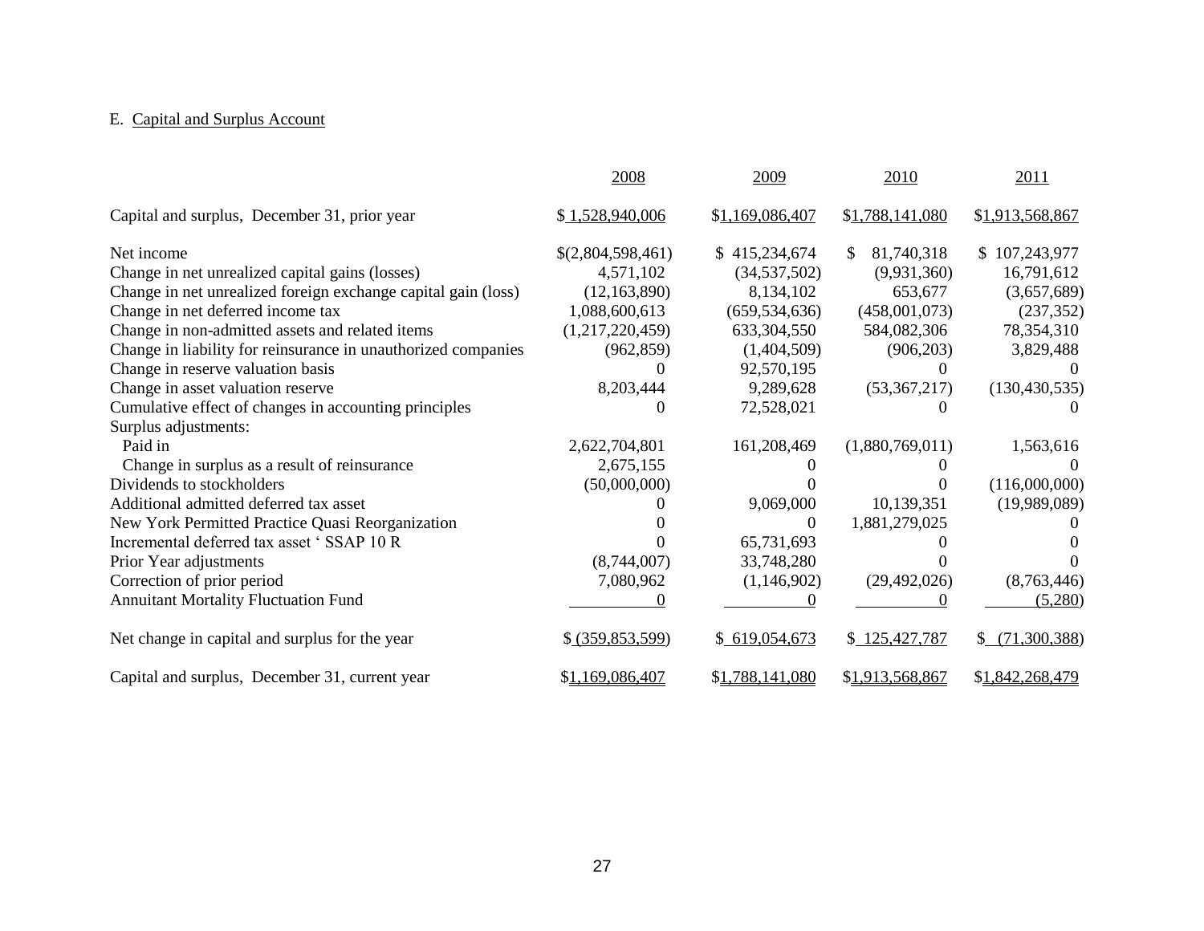E. Capital and Surplus Account

| | 2008 | 2009 | 2010 | 2011 |
|---|---|---|---|---|
| Capital and surplus, December 31, prior year | $ 1,528,940,006 | $1,169,086,407 | $1,788,141,080 | $1,913,568,867 |
| Net income | $(2,804,598,461) | $ 415,234,674 | $ 81,740,318 | $ 107,243,977 |
| Change in net unrealized capital gains (losses) | 4,571,102 | (34,537,502) | (9,931,360) | 16,791,612 |
| Change in net unrealized foreign exchange capital gain (loss) | (12,163,890) | 8,134,102 | 653,677 | (3,657,689) |
| Change in net deferred income tax | 1,088,600,613 | (659,534,636) | (458,001,073) | (237,352) |
| Change in non-admitted assets and related items | (1,217,220,459) | 633,304,550 | 584,082,306 | 78,354,310 |
| Change in liability for reinsurance in unauthorized companies | (962,859) | (1,404,509) | (906,203) | 3,829,488 |
| Change in reserve valuation basis | 0 | 92,570,195 | 0 | 0 |
| Change in asset valuation reserve | 8,203,444 | 9,289,628 | (53,367,217) | (130,430,535) |
| Cumulative effect of changes in accounting principles | 0 | 72,528,021 | 0 | 0 |
| Surplus adjustments: | | | | |
| Paid in | 2,622,704,801 | 161,208,469 | (1,880,769,011) | 1,563,616 |
| Change in surplus as a result of reinsurance | 2,675,155 | 0 | 0 | 0 |
| Dividends to stockholders | (50,000,000) | 0 | 0 | (116,000,000) |
| Additional admitted deferred tax asset | 0 | 9,069,000 | 10,139,351 | (19,989,089) |
| New York Permitted Practice Quasi Reorganization | 0 | 0 | 1,881,279,025 | 0 |
| Incremental deferred tax asset ' SSAP 10 R | 0 | 65,731,693 | 0 | 0 |
| Prior Year adjustments | (8,744,007) | 33,748,280 | 0 | 0 |
| Correction of prior period | 7,080,962 | (1,146,902) | (29,492,026) | (8,763,446) |
| Annuitant Mortality Fluctuation Fund | 0 | 0 | 0 | (5,280) |
| Net change in capital and surplus for the year | $ (359,853,599) | $ 619,054,673 | $ 125,427,787 | $ (71,300,388) |
| Capital and surplus, December 31, current year | $1,169,086,407 | $1,788,141,080 | $1,913,568,867 | $1,842,268,479 |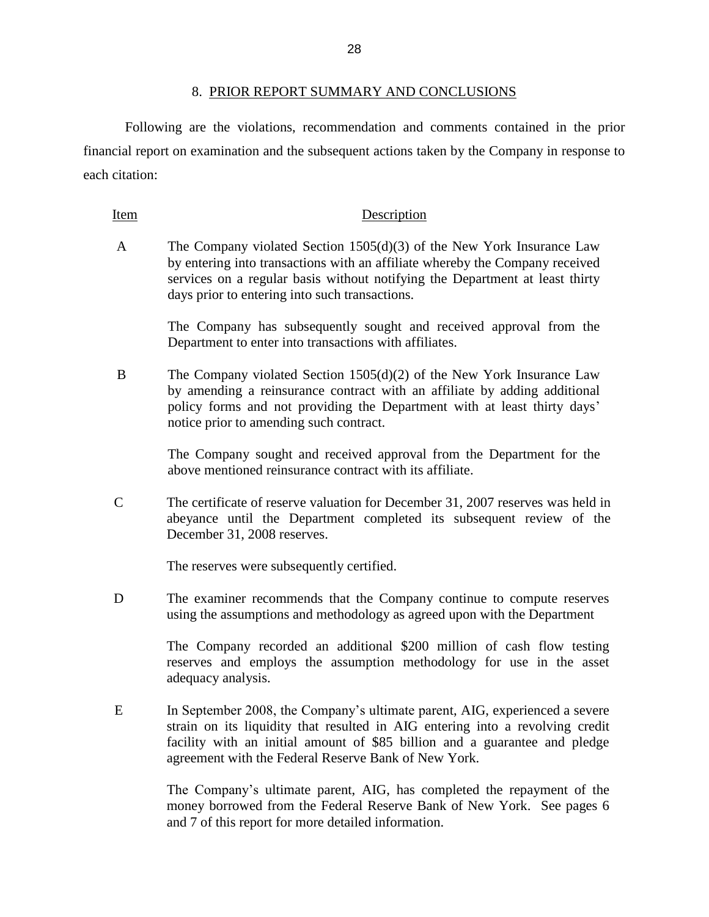## 8. PRIOR REPORT SUMMARY AND CONCLUSIONS

Following are the violations, recommendation and comments contained in the prior financial report on examination and the subsequent actions taken by the Company in response to each citation:

| Item | Description |
|---|---|
| A | The Company violated Section 1505(d)(3) of the New York Insurance Law by entering into transactions with an affiliate whereby the Company received services on a regular basis without notifying the Department at least thirty days prior to entering into such transactions.<br><br>The Company has subsequently sought and received approval from the Department to enter into transactions with affiliates. |
| B | The Company violated Section 1505(d)(2) of the New York Insurance Law by amending a reinsurance contract with an affiliate by adding additional policy forms and not providing the Department with at least thirty days' notice prior to amending such contract.<br><br>The Company sought and received approval from the Department for the above mentioned reinsurance contract with its affiliate. |
| C | The certificate of reserve valuation for December 31, 2007 reserves was held in abeyance until the Department completed its subsequent review of the December 31, 2008 reserves.<br><br>The reserves were subsequently certified. |
| D | The examiner recommends that the Company continue to compute reserves using the assumptions and methodology as agreed upon with the Department<br><br>The Company recorded an additional $200 million of cash flow testing reserves and employs the assumption methodology for use in the asset adequacy analysis. |
| E | In September 2008, the Company's ultimate parent, AIG, experienced a severe strain on its liquidity that resulted in AIG entering into a revolving credit facility with an initial amount of $85 billion and a guarantee and pledge agreement with the Federal Reserve Bank of New York.<br><br>The Company's ultimate parent, AIG, has completed the repayment of the money borrowed from the Federal Reserve Bank of New York. See pages 6 and 7 of this report for more detailed information. |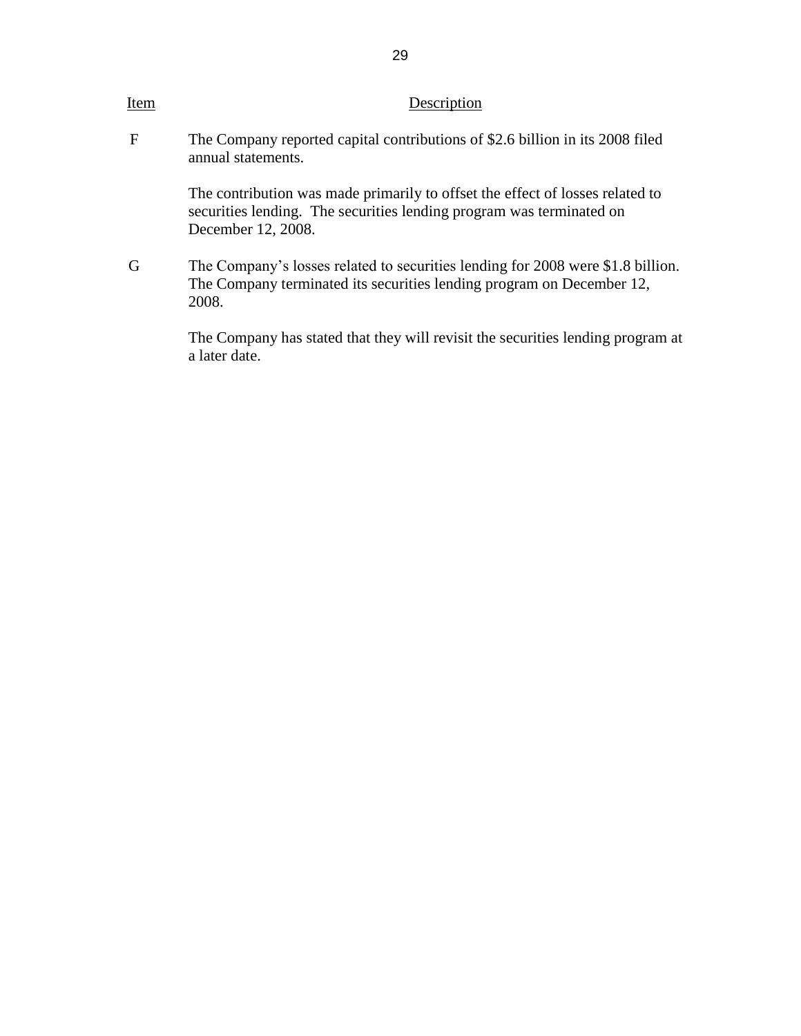| Item | Description |
|---|---|
| F | The Company reported capital contributions of $2.6 billion in its 2008 filed annual statements.<br><br>The contribution was made primarily to offset the effect of losses related to securities lending. The securities lending program was terminated on December 12, 2008. |
| G | The Company's losses related to securities lending for 2008 were $1.8 billion. The Company terminated its securities lending program on December 12, 2008.<br><br>The Company has stated that they will revisit the securities lending program at a later date. |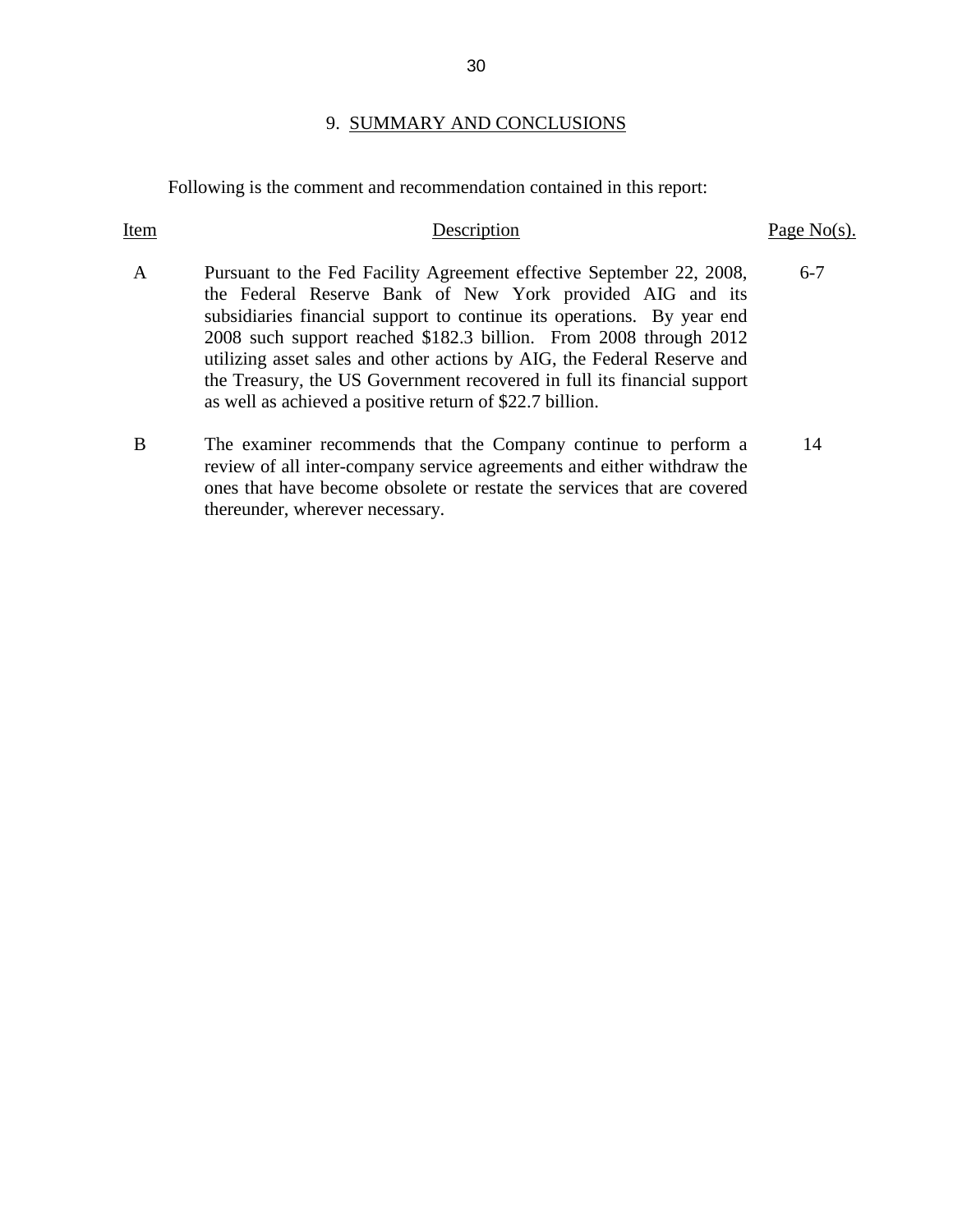## 9. SUMMARY AND CONCLUSIONS

Following is the comment and recommendation contained in this report:

| Item | Description | Page No(s). |
|---|---|---|
| A | Pursuant to the Fed Facility Agreement effective September 22, 2008, the Federal Reserve Bank of New York provided AIG and its subsidiaries financial support to continue its operations. By year end 2008 such support reached $182.3 billion. From 2008 through 2012 utilizing asset sales and other actions by AIG, the Federal Reserve and the Treasury, the US Government recovered in full its financial support as well as achieved a positive return of $22.7 billion. | 6-7 |
| B | The examiner recommends that the Company continue to perform a review of all inter-company service agreements and either withdraw the ones that have become obsolete or restate the services that are covered thereunder, wherever necessary. | 14 |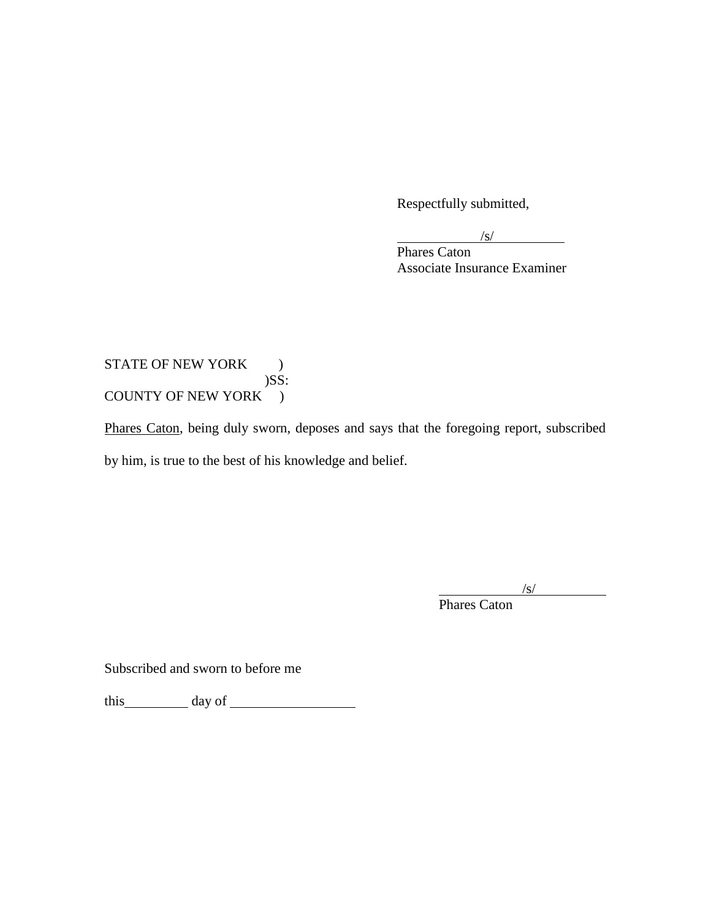Respectfully submitted,

/s/

Phares Caton
Associate Insurance Examiner

STATE OF NEW YORK )
)SS:
COUNTY OF NEW YORK )

Phares Caton, being duly sworn, deposes and says that the foregoing report, subscribed by him, is true to the best of his knowledge and belief.

/s/

Phares Caton

Subscribed and sworn to before me

this__________ day of __________________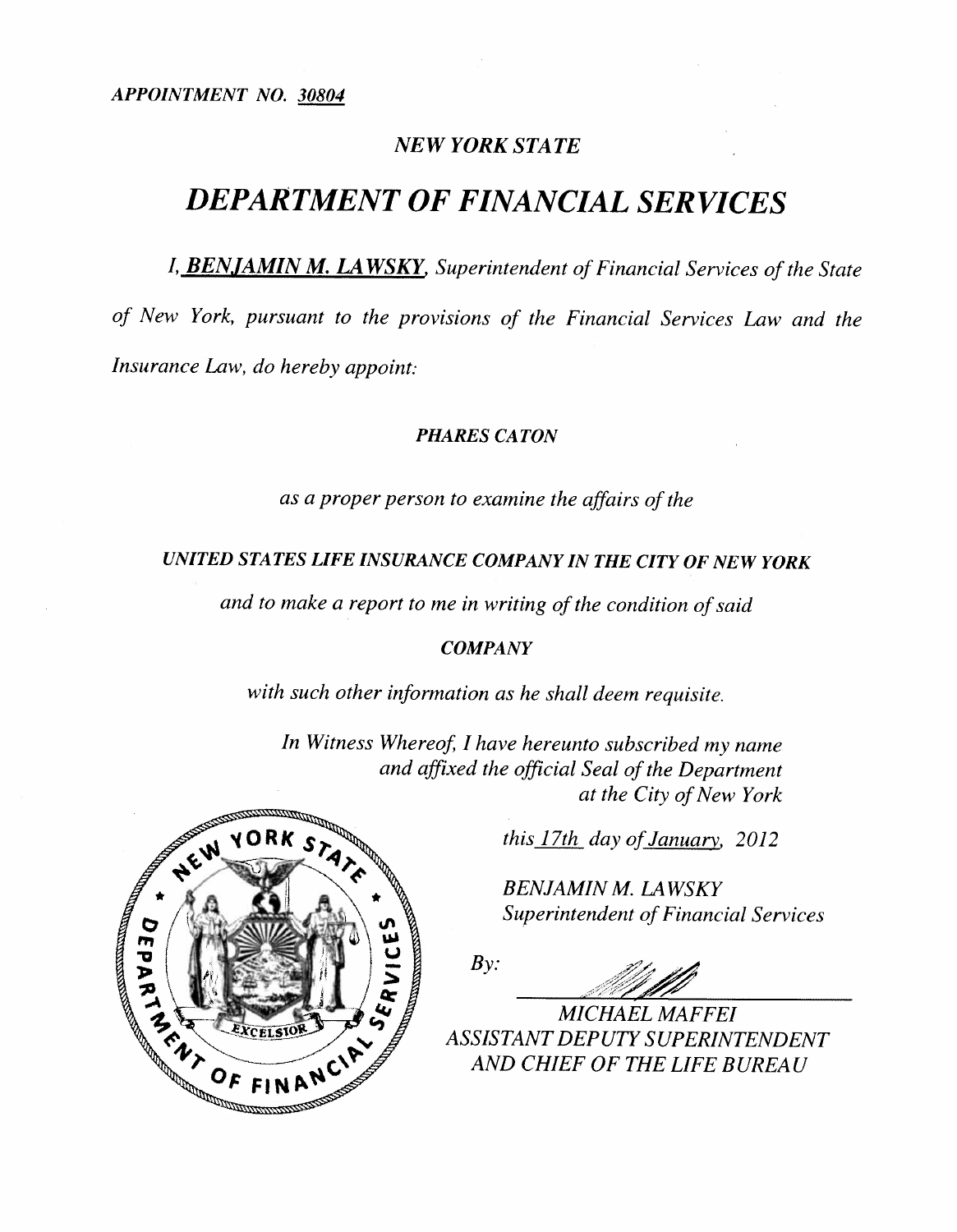*APPOINTMENT NO. 30804*

*NEW YORK STATE*

# *DEPARTMENT OF FINANCIAL SERVICES*

*I, BENJAMIN M. LAWSKY, Superintendent of Financial Services of the State of New York, pursuant to the provisions of the Financial Services Law and the Insurance Law, do hereby appoint:*

***PHARES CATON***

*as a proper person to examine the affairs of the*

*UNITED STATES LIFE INSURANCE COMPANY IN THE CITY OF NEW YORK*

*and to make a report to me in writing of the condition of said*

*COMPANY*

*with such other information as he shall deem requisite.*

*In Witness Whereof, I have hereunto subscribed my name and affixed the official Seal of the Department at the City of New York*

*this 17th day of January, 2012*

*BENJAMIN M. LAWSKY*
*Superintendent of Financial Services*

*By:*

*MICHAEL MAFFEI*
*ASSISTANT DEPUTY SUPERINTENDENT AND CHIEF OF THE LIFE BUREAU*

NEW YORK STATE DEPARTMENT OF FINANCIAL SERVICES
EXCELSIOR